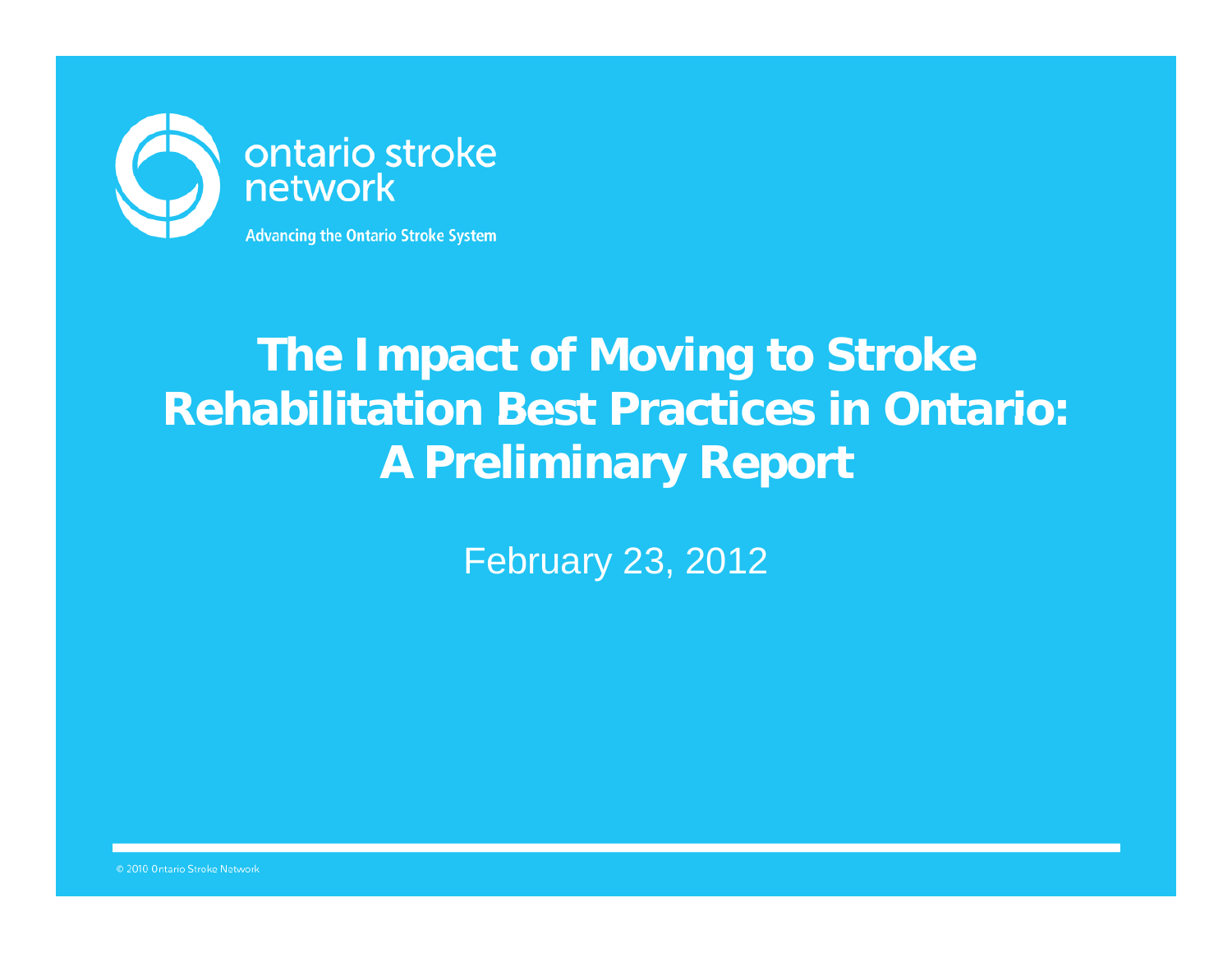ontario stroke network

Advancing the Ontario Stroke System

# The Impact of Moving to Stroke Rehabilitation Best Practices in Ontario: A Preliminary Report

February 23, 2012

© 2010 Ontario Stroke Network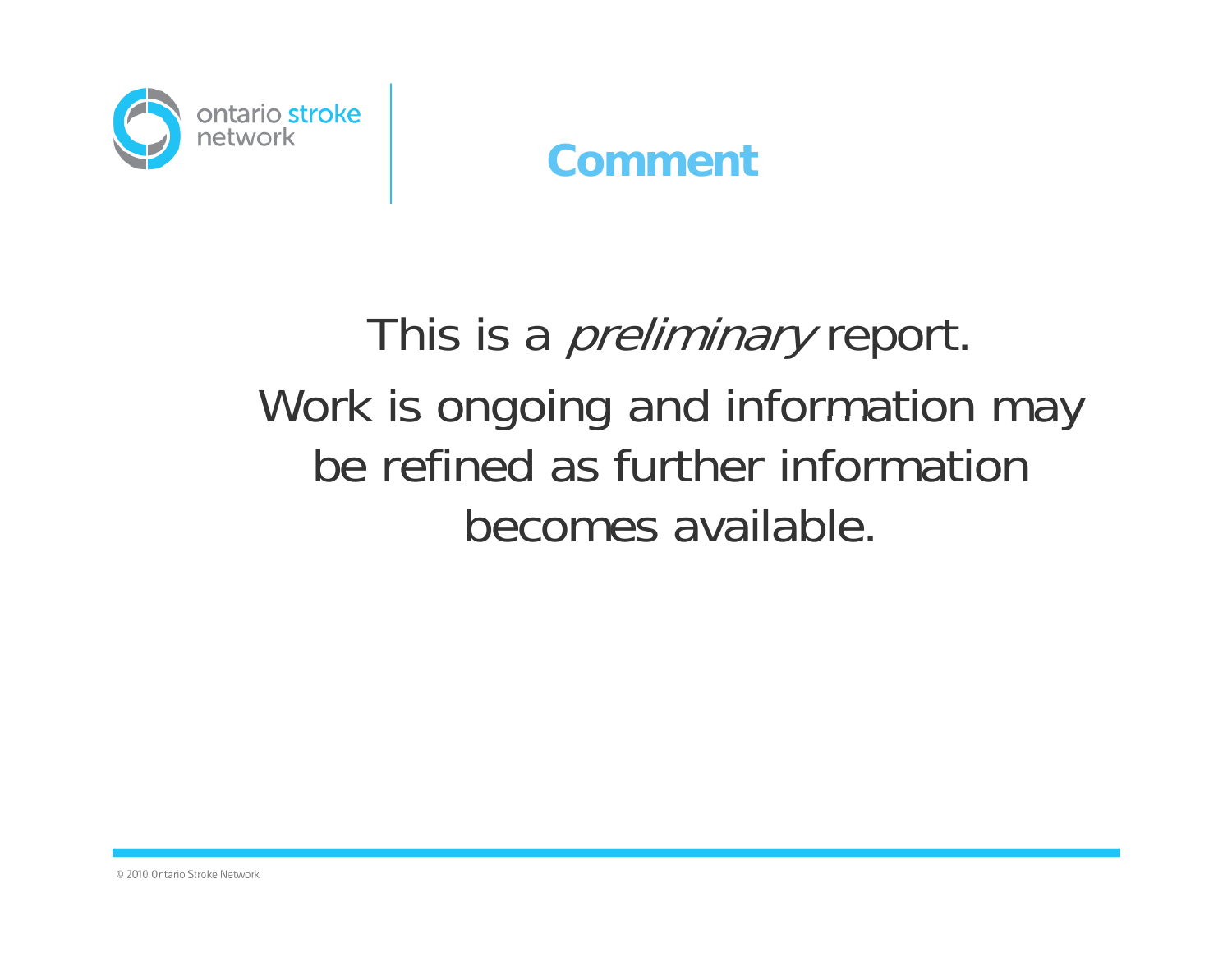# Comment

This is a *preliminary* report.

Work is ongoing and information may be refined as further information becomes available.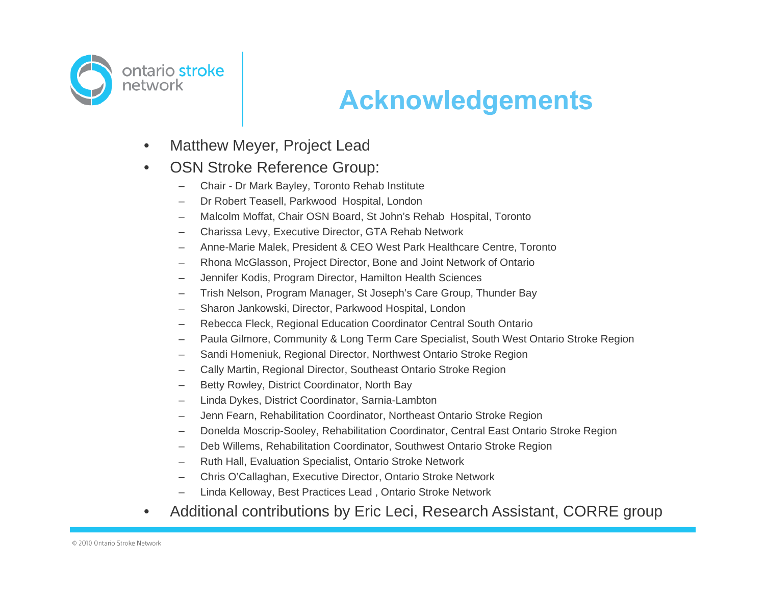# Acknowledgements

- Matthew Meyer, Project Lead
- OSN Stroke Reference Group:
  - Chair - Dr Mark Bayley, Toronto Rehab Institute
  - Dr Robert Teasell, Parkwood Hospital, London
  - Malcolm Moffat, Chair OSN Board, St John's Rehab Hospital, Toronto
  - Charissa Levy, Executive Director, GTA Rehab Network
  - Anne-Marie Malek, President & CEO West Park Healthcare Centre, Toronto
  - Rhona McGlasson, Project Director, Bone and Joint Network of Ontario
  - Jennifer Kodis, Program Director, Hamilton Health Sciences
  - Trish Nelson, Program Manager, St Joseph's Care Group, Thunder Bay
  - Sharon Jankowski, Director, Parkwood Hospital, London
  - Rebecca Fleck, Regional Education Coordinator Central South Ontario
  - Paula Gilmore, Community & Long Term Care Specialist, South West Ontario Stroke Region
  - Sandi Homeniuk, Regional Director, Northwest Ontario Stroke Region
  - Cally Martin, Regional Director, Southeast Ontario Stroke Region
  - Betty Rowley, District Coordinator, North Bay
  - Linda Dykes, District Coordinator, Sarnia-Lambton
  - Jenn Fearn, Rehabilitation Coordinator, Northeast Ontario Stroke Region
  - Donelda Moscrip-Sooley, Rehabilitation Coordinator, Central East Ontario Stroke Region
  - Deb Willems, Rehabilitation Coordinator, Southwest Ontario Stroke Region
  - Ruth Hall, Evaluation Specialist, Ontario Stroke Network
  - Chris O'Callaghan, Executive Director, Ontario Stroke Network
  - Linda Kelloway, Best Practices Lead , Ontario Stroke Network
- Additional contributions by Eric Leci, Research Assistant, CORRE group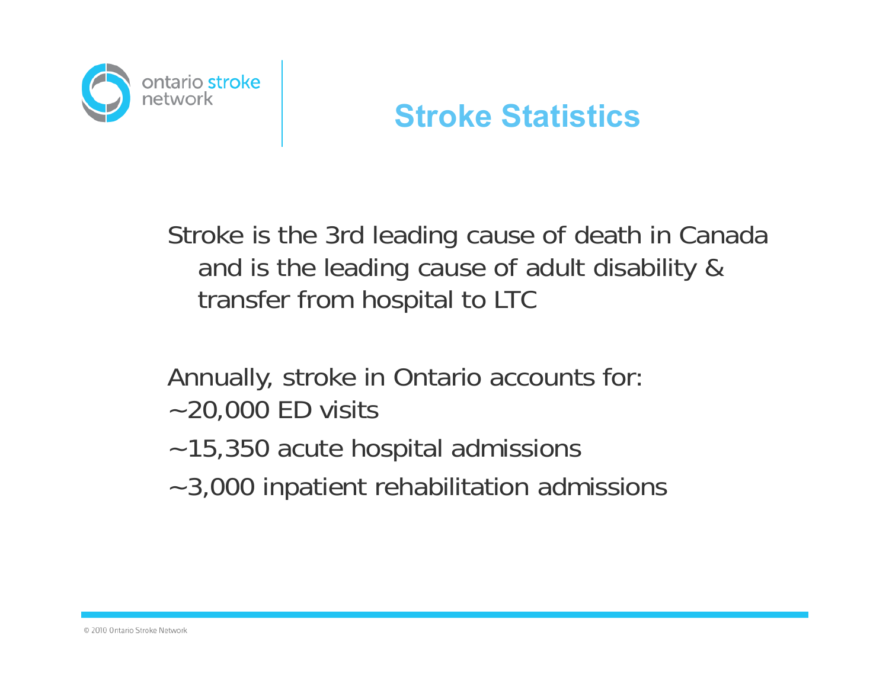# Stroke Statistics

Stroke is the 3rd leading cause of death in Canada and is the leading cause of adult disability & transfer from hospital to LTC

Annually, stroke in Ontario accounts for:

~20,000 ED visits

~15,350 acute hospital admissions

~3,000 inpatient rehabilitation admissions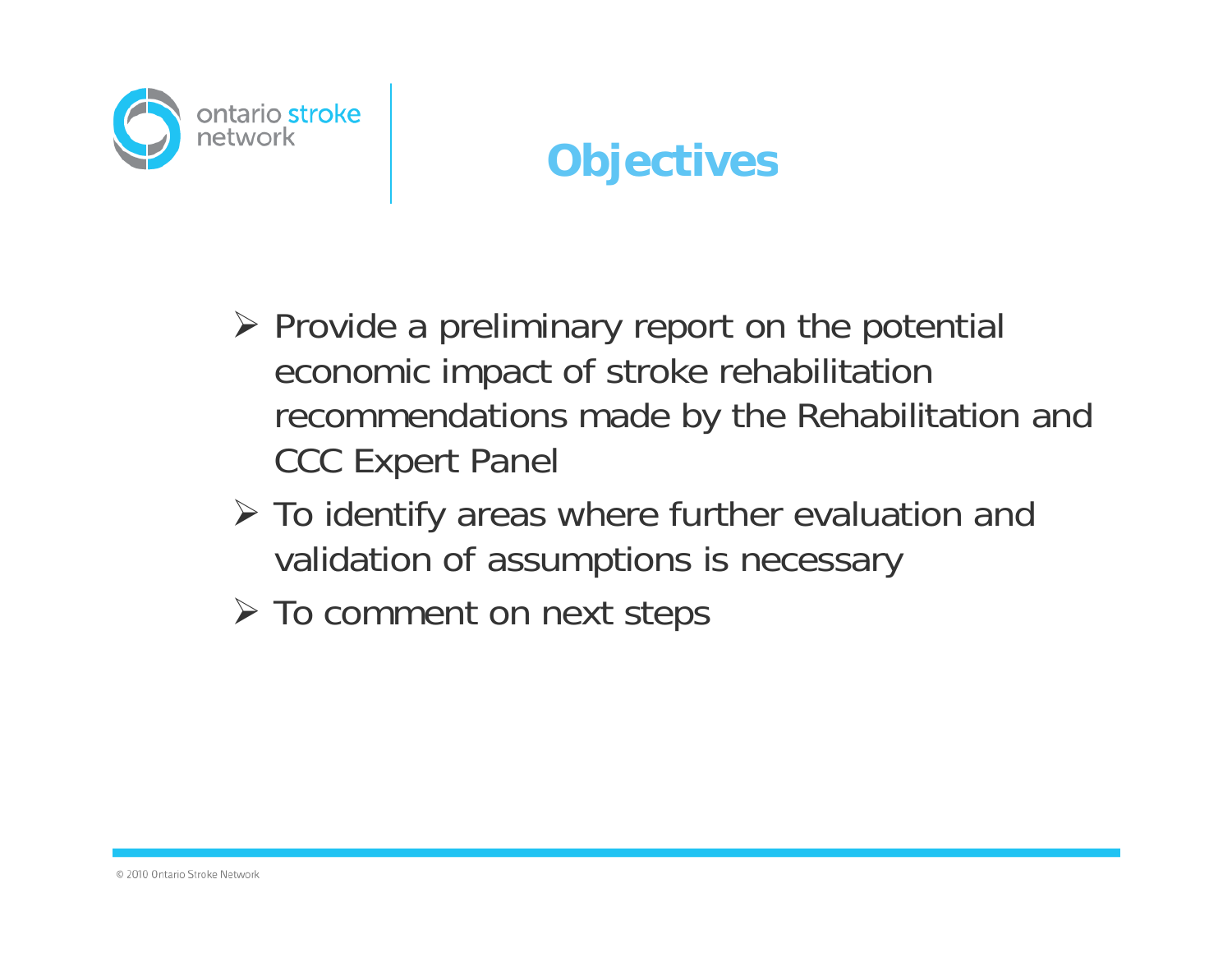# Objectives

- Provide a preliminary report on the potential economic impact of stroke rehabilitation recommendations made by the Rehabilitation and CCC Expert Panel
- To identify areas where further evaluation and validation of assumptions is necessary
- To comment on next steps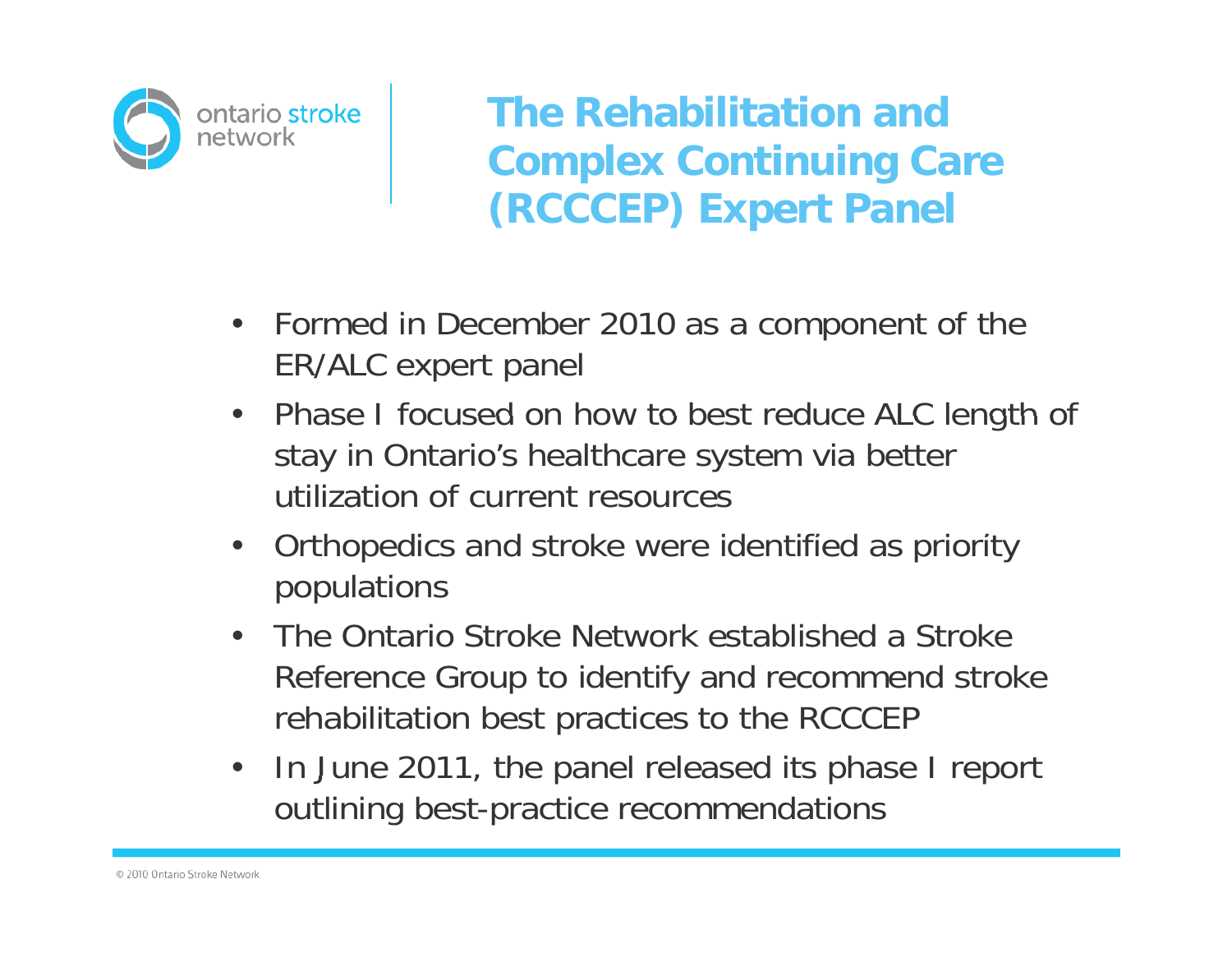# The Rehabilitation and Complex Continuing Care (RCCCEP) Expert Panel

- Formed in December 2010 as a component of the ER/ALC expert panel
- Phase I focused on how to best reduce ALC length of stay in Ontario's healthcare system via better utilization of current resources
- Orthopedics and stroke were identified as priority populations
- The Ontario Stroke Network established a Stroke Reference Group to identify and recommend stroke rehabilitation best practices to the RCCCEP
- In June 2011, the panel released its phase I report outlining best-practice recommendations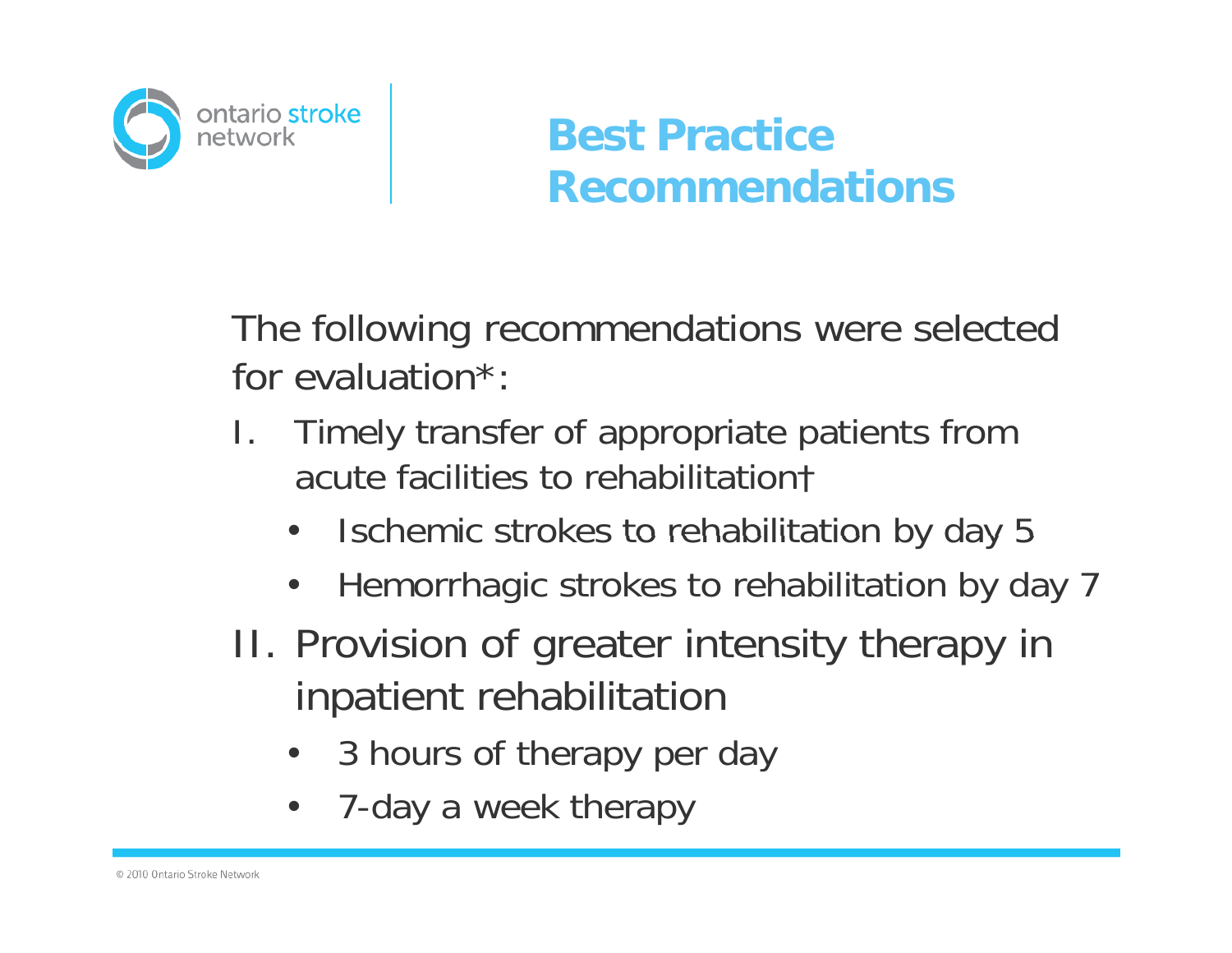# Best Practice Recommendations

The following recommendations were selected for evaluation*:

I. Timely transfer of appropriate patients from acute facilities to rehabilitation†
   - Ischemic strokes to rehabilitation by day 5
   - Hemorrhagic strokes to rehabilitation by day 7

II. Provision of greater intensity therapy in inpatient rehabilitation
   - 3 hours of therapy per day
   - 7-day a week therapy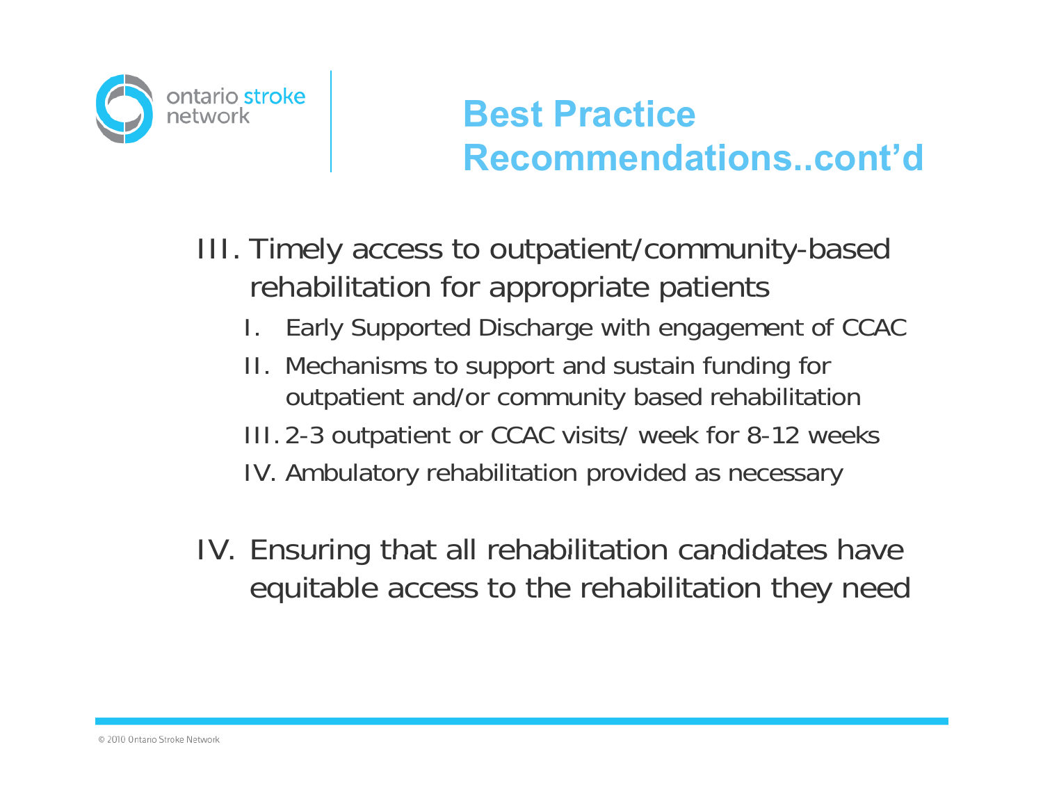# Best Practice Recommendations..cont'd

III. Timely access to outpatient/community-based rehabilitation for appropriate patients

- I. Early Supported Discharge with engagement of CCAC
- II. Mechanisms to support and sustain funding for outpatient and/or community based rehabilitation
- III. 2-3 outpatient or CCAC visits/ week for 8-12 weeks
- IV. Ambulatory rehabilitation provided as necessary

IV. Ensuring that all rehabilitation candidates have equitable access to the rehabilitation they need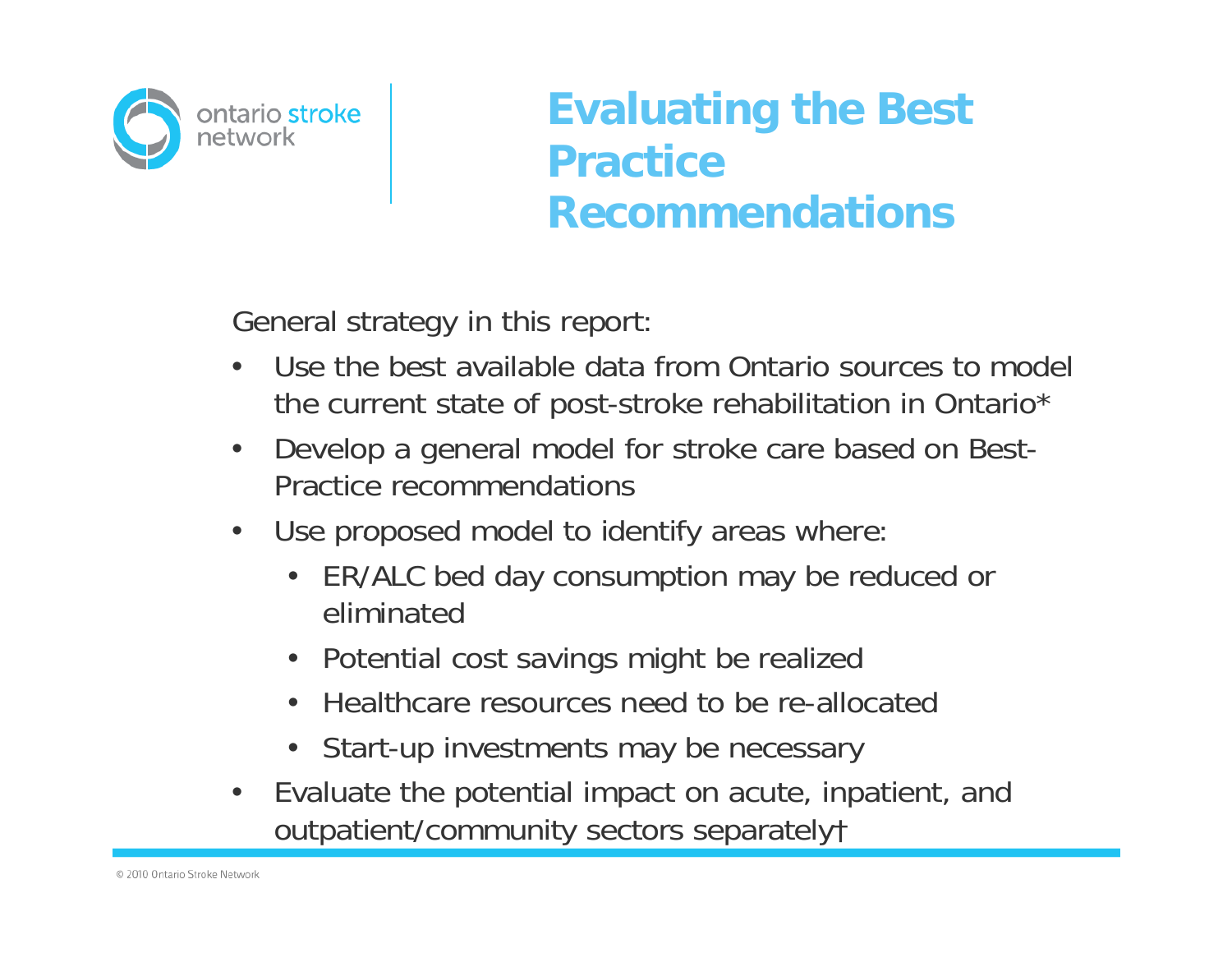# Evaluating the Best Practice Recommendations

General strategy in this report:

- Use the best available data from Ontario sources to model the current state of post-stroke rehabilitation in Ontario*
- Develop a general model for stroke care based on Best-Practice recommendations
- Use proposed model to identify areas where:
  - ER/ALC bed day consumption may be reduced or eliminated
  - Potential cost savings might be realized
  - Healthcare resources need to be re-allocated
  - Start-up investments may be necessary
- Evaluate the potential impact on acute, inpatient, and outpatient/community sectors separately†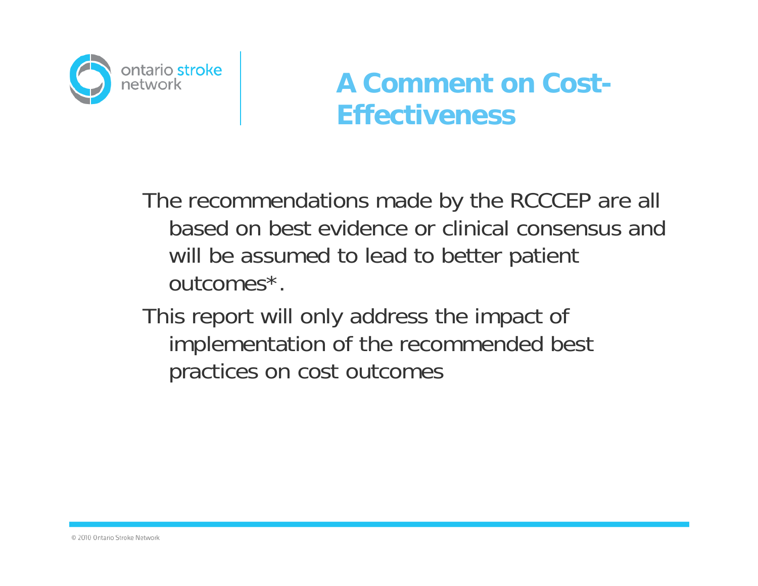# A Comment on Cost-Effectiveness

The recommendations made by the RCCCEP are all based on best evidence or clinical consensus and will be assumed to lead to better patient outcomes*.

This report will only address the impact of implementation of the recommended best practices on cost outcomes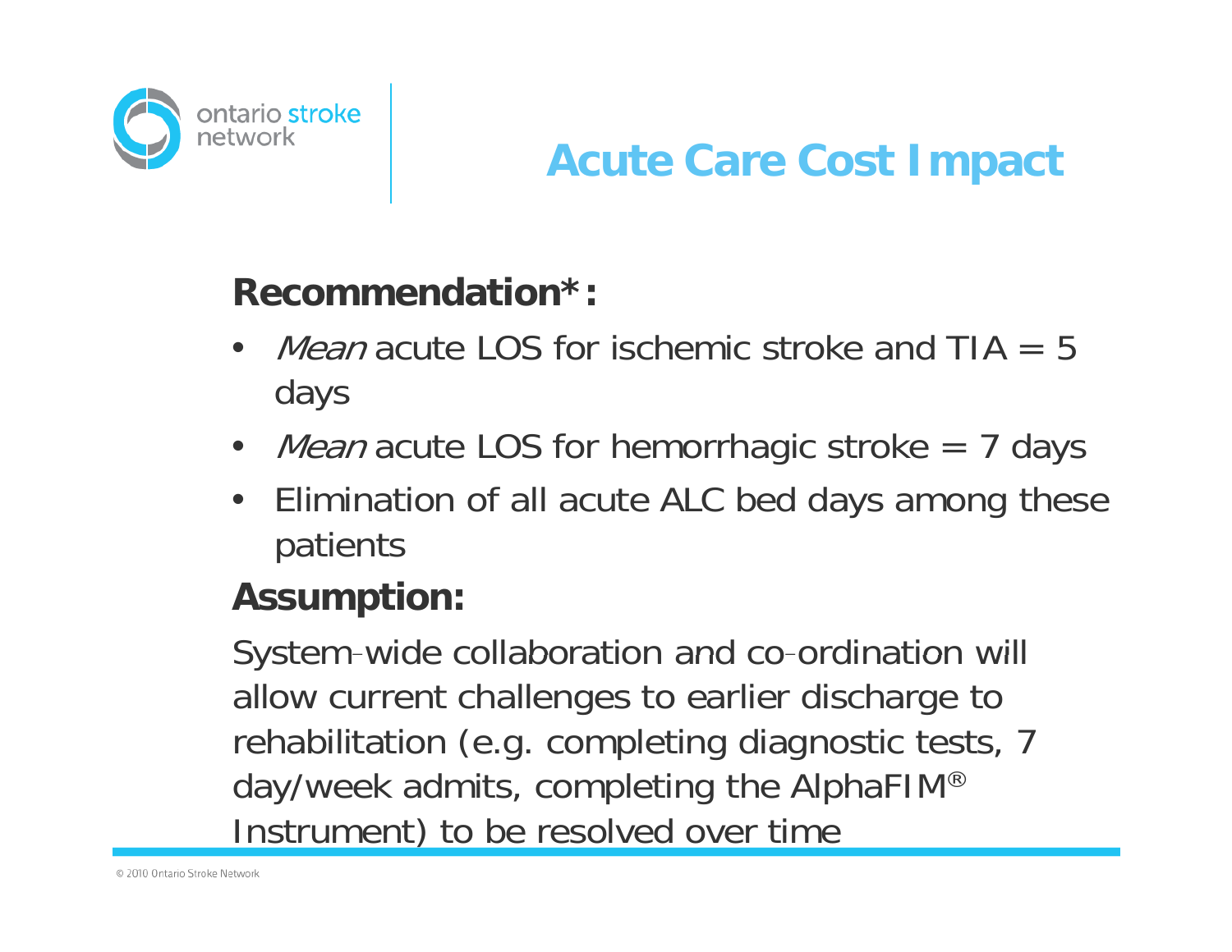# Acute Care Cost Impact

**Recommendation*:**

- *Mean* acute LOS for ischemic stroke and TIA = 5 days
- *Mean* acute LOS for hemorrhagic stroke = 7 days
- Elimination of all acute ALC bed days among these patients

**Assumption:**

System-wide collaboration and co-ordination will allow current challenges to earlier discharge to rehabilitation (e.g. completing diagnostic tests, 7 day/week admits, completing the AlphaFIM® Instrument) to be resolved over time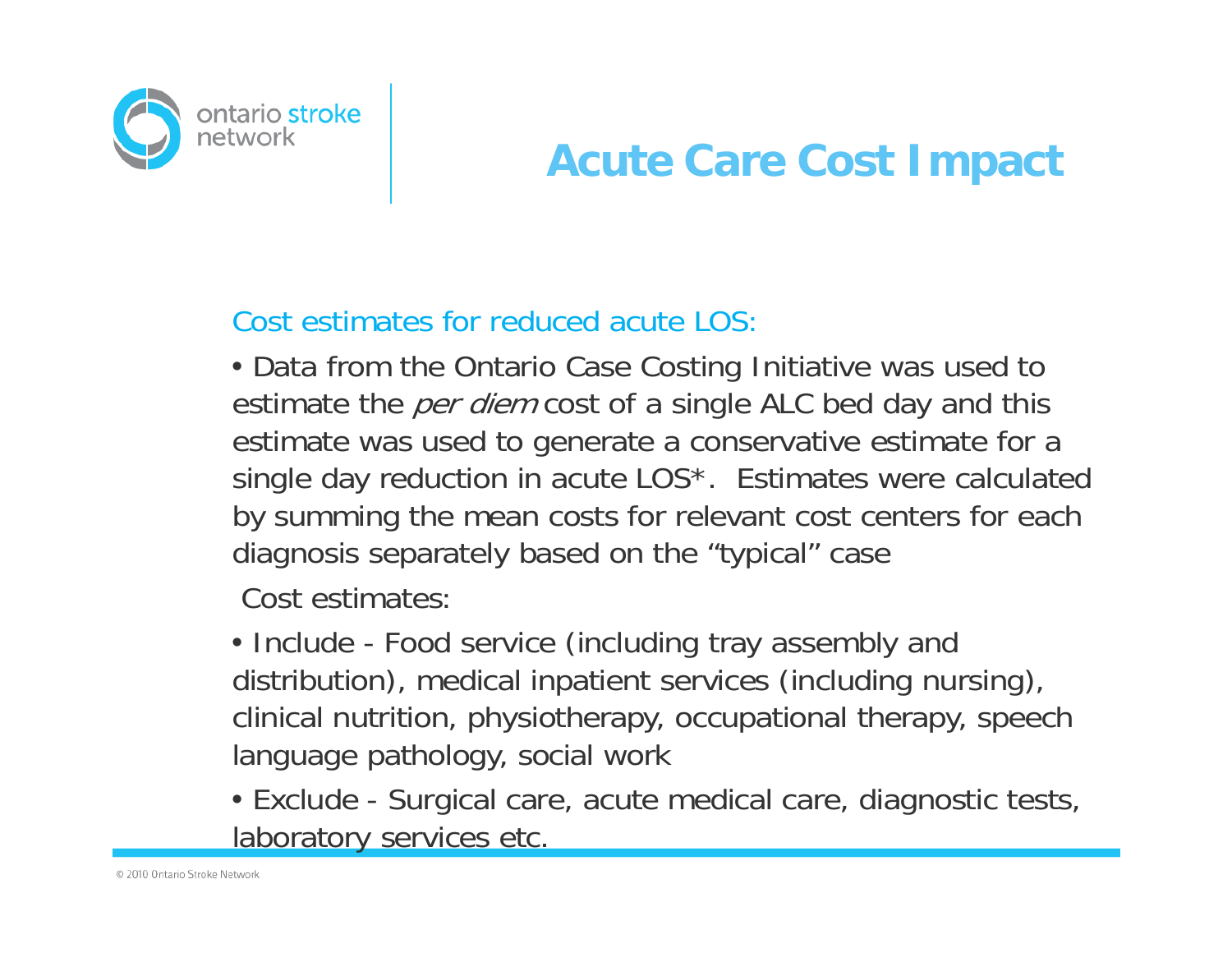# Acute Care Cost Impact

Cost estimates for reduced acute LOS:

- Data from the Ontario Case Costing Initiative was used to estimate the *per diem* cost of a single ALC bed day and this estimate was used to generate a conservative estimate for a single day reduction in acute LOS*. Estimates were calculated by summing the mean costs for relevant cost centers for each diagnosis separately based on the "typical" case

Cost estimates:

- Include - Food service (including tray assembly and distribution), medical inpatient services (including nursing), clinical nutrition, physiotherapy, occupational therapy, speech language pathology, social work
- Exclude - Surgical care, acute medical care, diagnostic tests, laboratory services etc.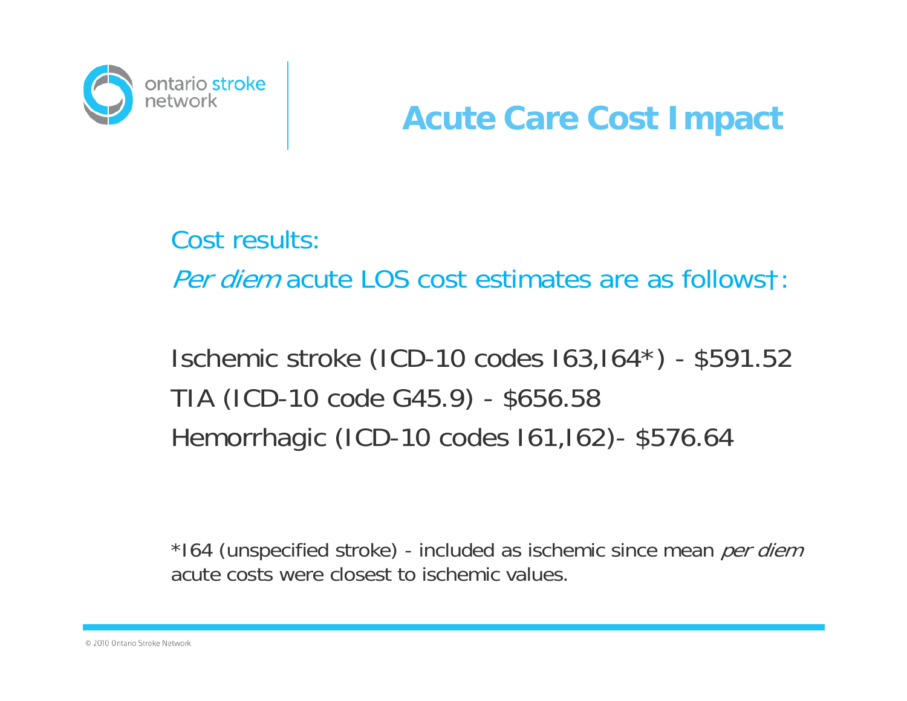# Acute Care Cost Impact

Cost results:

*Per diem* acute LOS cost estimates are as follows†:

Ischemic stroke (ICD-10 codes I63,I64*) - $591.52

TIA (ICD-10 code G45.9) - $656.58

Hemorrhagic (ICD-10 codes I61,I62)- $576.64

*I64 (unspecified stroke) - included as ischemic since mean *per diem* acute costs were closest to ischemic values.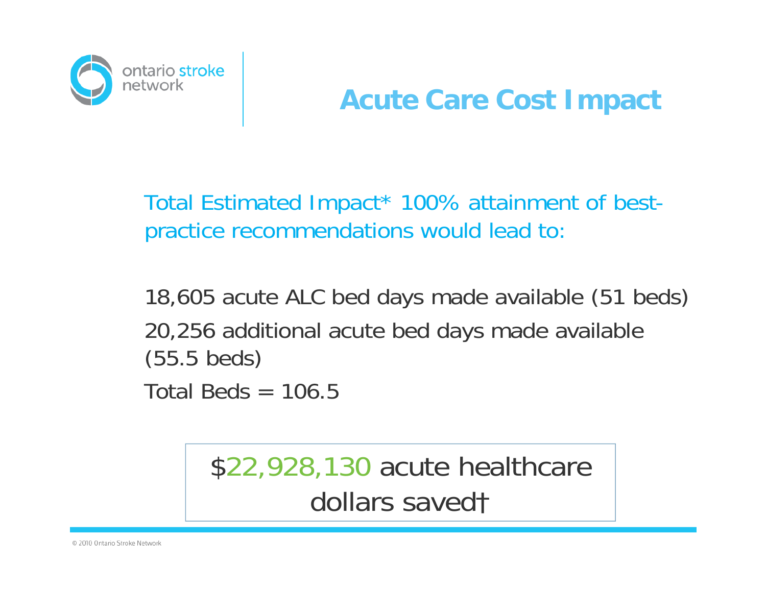# Acute Care Cost Impact

Total Estimated Impact* 100% attainment of best-practice recommendations would lead to:

18,605 acute ALC bed days made available (51 beds)

20,256 additional acute bed days made available (55.5 beds)

Total Beds = 106.5

$22,928,130 acute healthcare dollars saved†

© 2010 Ontario Stroke Network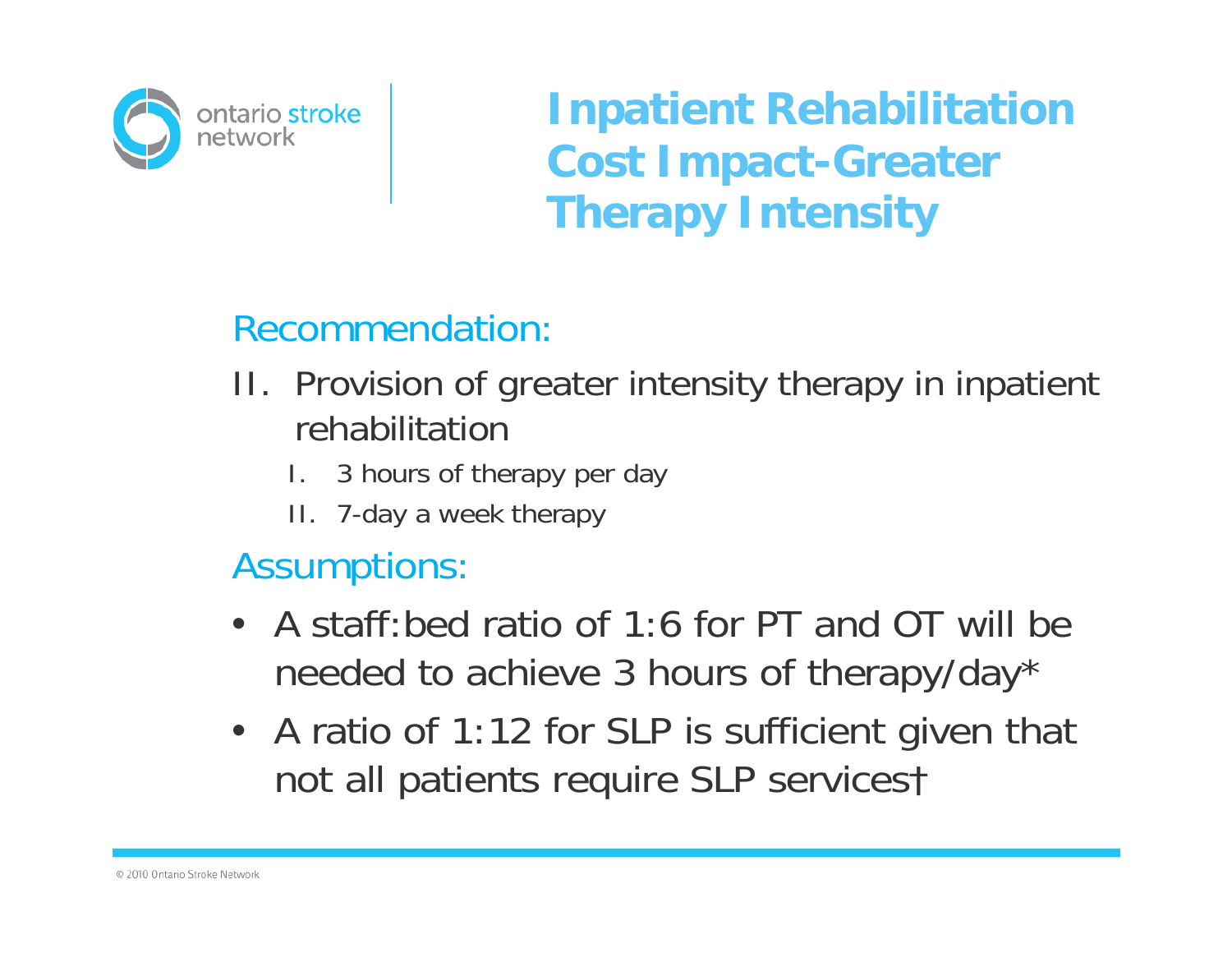# Inpatient Rehabilitation Cost Impact-Greater Therapy Intensity

## Recommendation:

II. Provision of greater intensity therapy in inpatient rehabilitation
   I. 3 hours of therapy per day
   II. 7-day a week therapy

## Assumptions:

- A staff:bed ratio of 1:6 for PT and OT will be needed to achieve 3 hours of therapy/day*
- A ratio of 1:12 for SLP is sufficient given that not all patients require SLP services†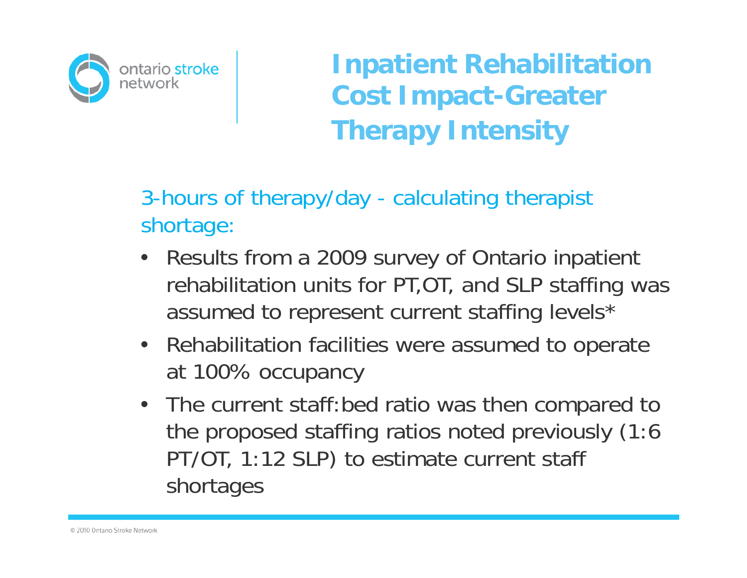# Inpatient Rehabilitation Cost Impact-Greater Therapy Intensity

3-hours of therapy/day - calculating therapist shortage:

- Results from a 2009 survey of Ontario inpatient rehabilitation units for PT,OT, and SLP staffing was assumed to represent current staffing levels*
- Rehabilitation facilities were assumed to operate at 100% occupancy
- The current staff:bed ratio was then compared to the proposed staffing ratios noted previously (1:6 PT/OT, 1:12 SLP) to estimate current staff shortages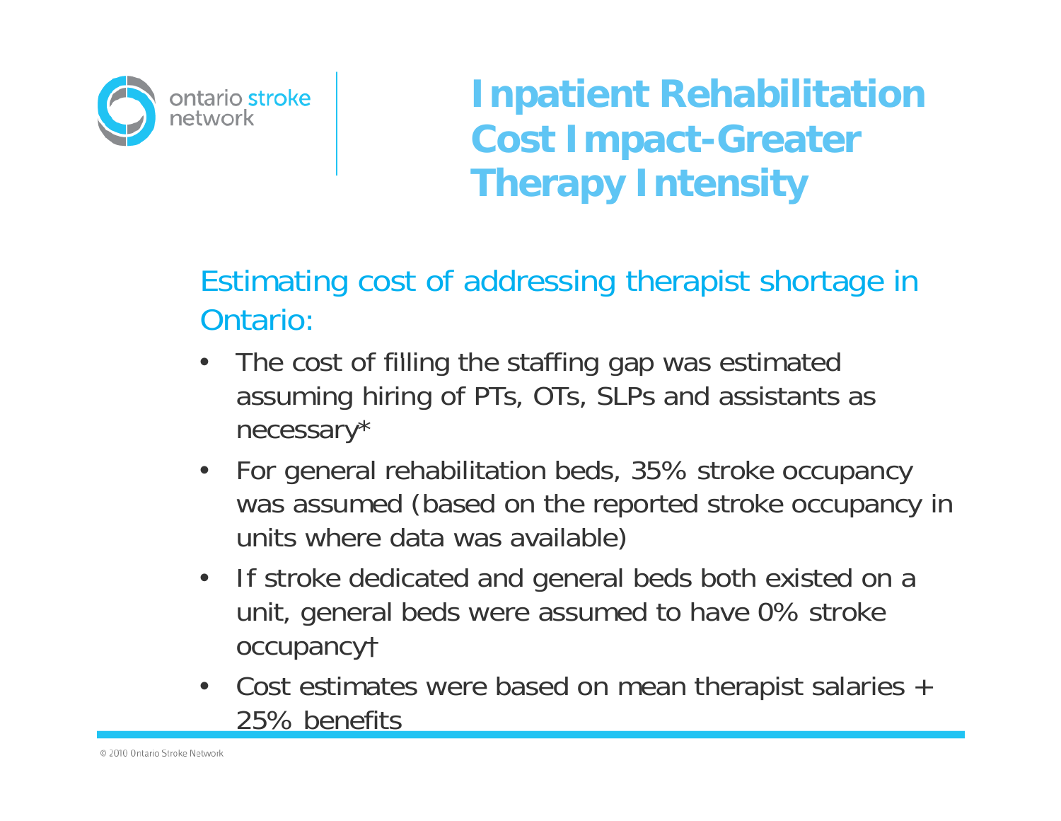# Inpatient Rehabilitation Cost Impact-Greater Therapy Intensity

Estimating cost of addressing therapist shortage in Ontario:

- The cost of filling the staffing gap was estimated assuming hiring of PTs, OTs, SLPs and assistants as necessary*
- For general rehabilitation beds, 35% stroke occupancy was assumed (based on the reported stroke occupancy in units where data was available)
- If stroke dedicated and general beds both existed on a unit, general beds were assumed to have 0% stroke occupancy†
- Cost estimates were based on mean therapist salaries + 25% benefits

© 2010 Ontario Stroke Network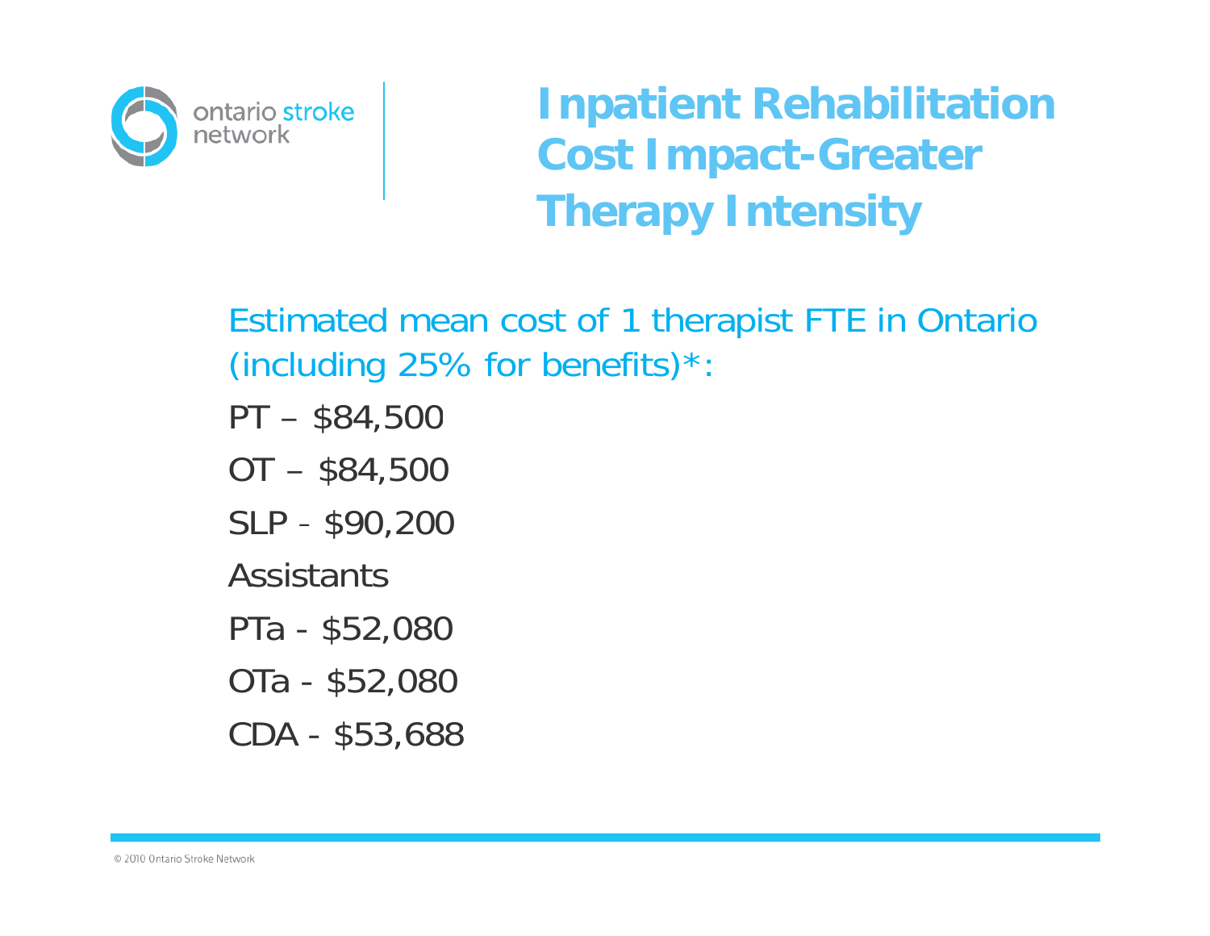# Inpatient Rehabilitation Cost Impact-Greater Therapy Intensity

Estimated mean cost of 1 therapist FTE in Ontario (including 25% for benefits)*:

PT – $84,500

OT – $84,500

SLP - $90,200

Assistants

PTa - $52,080

OTa - $52,080

CDA - $53,688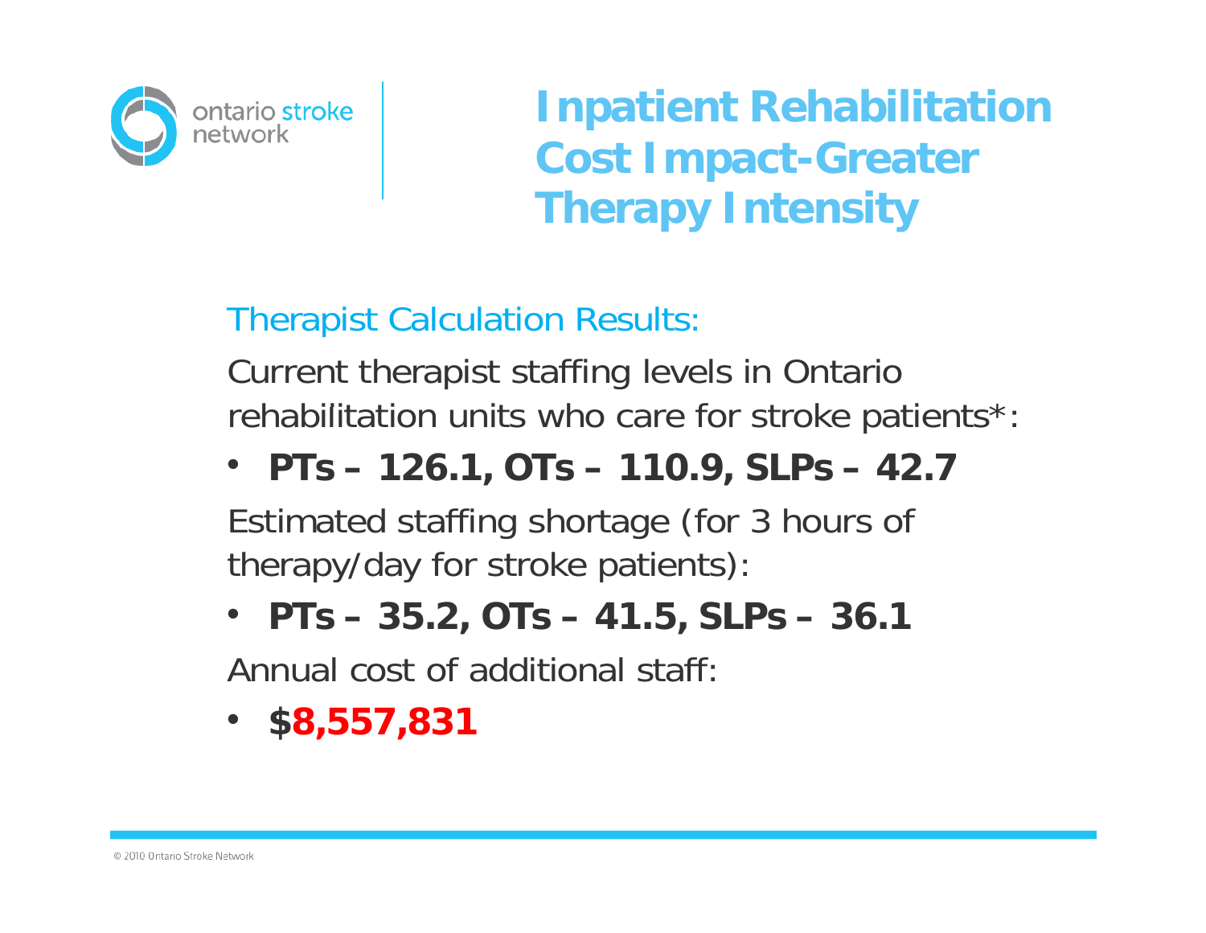# Inpatient Rehabilitation Cost Impact-Greater Therapy Intensity

Therapist Calculation Results:

Current therapist staffing levels in Ontario rehabilitation units who care for stroke patients*:

- **PTs – 126.1, OTs – 110.9, SLPs – 42.7**

Estimated staffing shortage (for 3 hours of therapy/day for stroke patients):

- **PTs – 35.2, OTs – 41.5, SLPs – 36.1**

Annual cost of additional staff:

- **$8,557,831**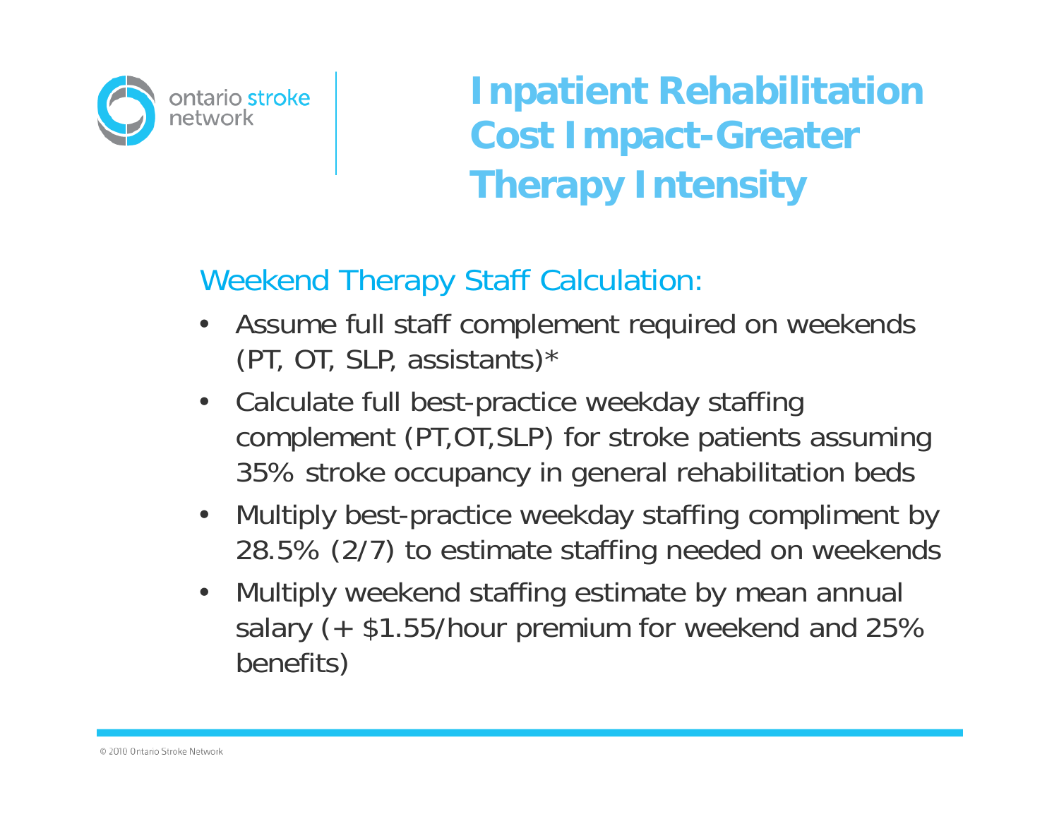# Inpatient Rehabilitation Cost Impact-Greater Therapy Intensity

## Weekend Therapy Staff Calculation:

- Assume full staff complement required on weekends (PT, OT, SLP, assistants)*
- Calculate full best-practice weekday staffing complement (PT,OT,SLP) for stroke patients assuming 35% stroke occupancy in general rehabilitation beds
- Multiply best-practice weekday staffing compliment by 28.5% (2/7) to estimate staffing needed on weekends
- Multiply weekend staffing estimate by mean annual salary (+ $1.55/hour premium for weekend and 25% benefits)

© 2010 Ontario Stroke Network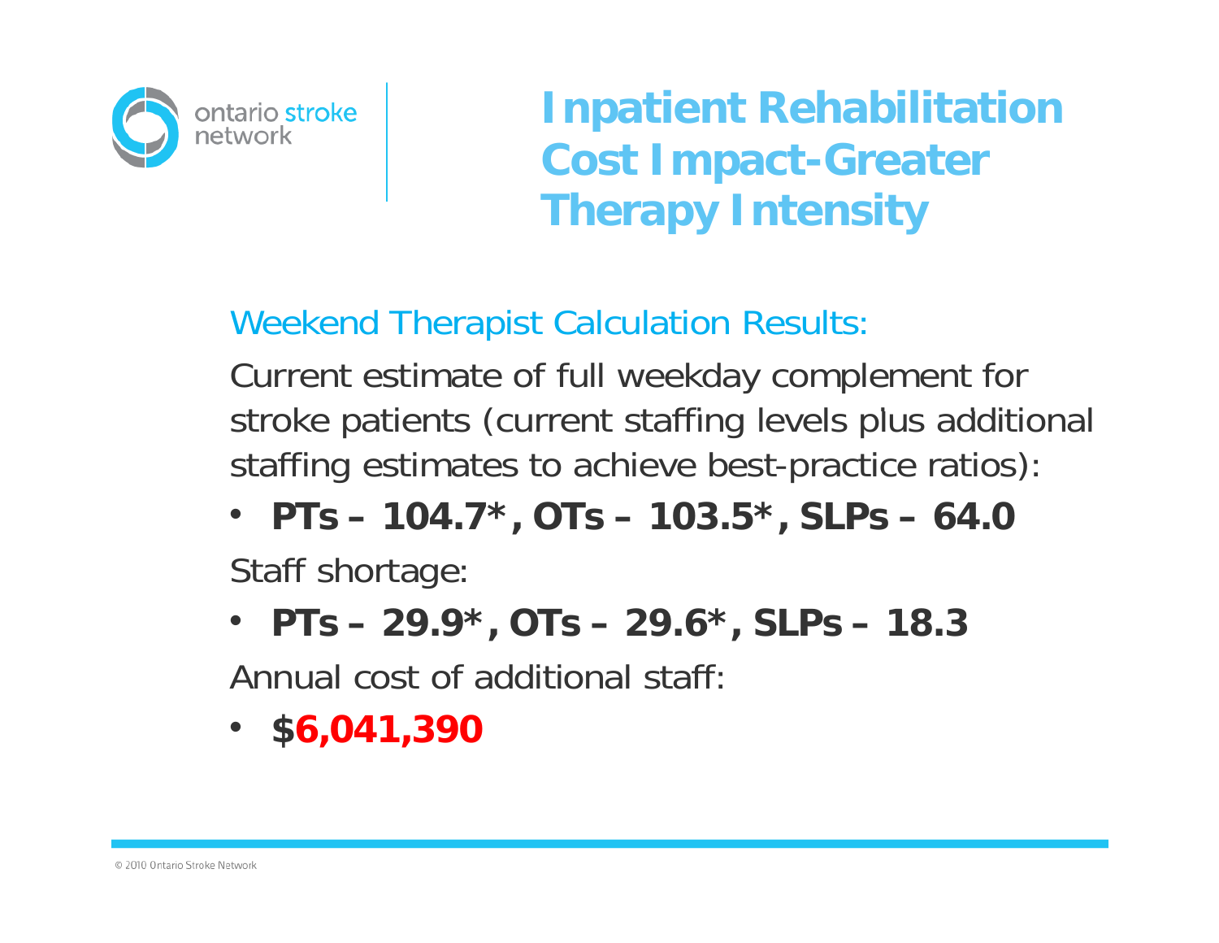# Inpatient Rehabilitation Cost Impact-Greater Therapy Intensity

Weekend Therapist Calculation Results:

Current estimate of full weekday complement for stroke patients (current staffing levels plus additional staffing estimates to achieve best-practice ratios):

- **PTs – 104.7*, OTs – 103.5*, SLPs – 64.0**

Staff shortage:

- **PTs – 29.9*, OTs – 29.6*, SLPs – 18.3**

Annual cost of additional staff:

- **$6,041,390**

© 2010 Ontario Stroke Network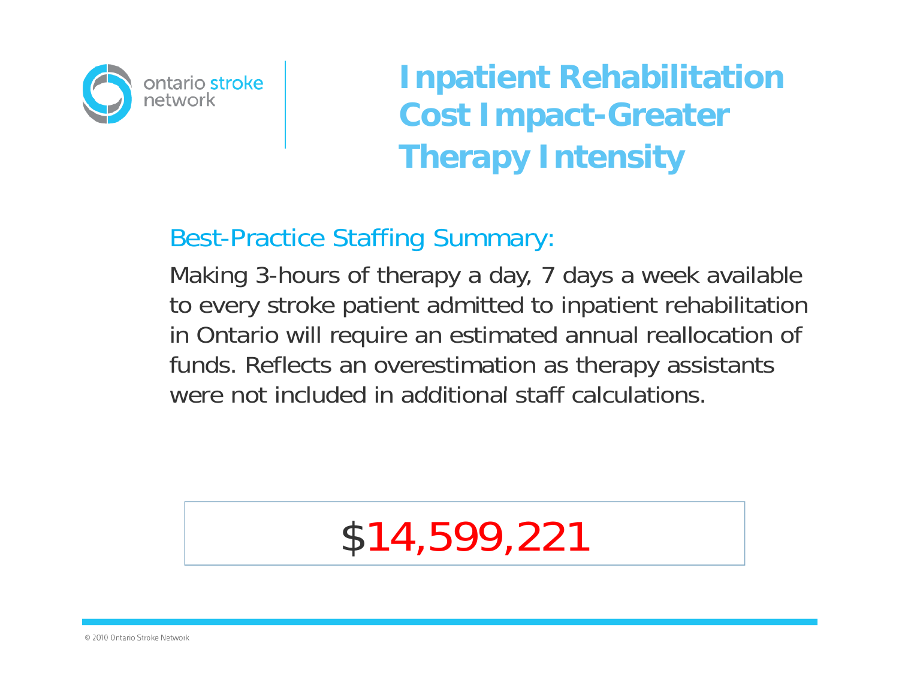# Inpatient Rehabilitation Cost Impact-Greater Therapy Intensity

## Best-Practice Staffing Summary:

Making 3-hours of therapy a day, 7 days a week available to every stroke patient admitted to inpatient rehabilitation in Ontario will require an estimated annual reallocation of funds. Reflects an overestimation as therapy assistants were not included in additional staff calculations.

**$14,599,221**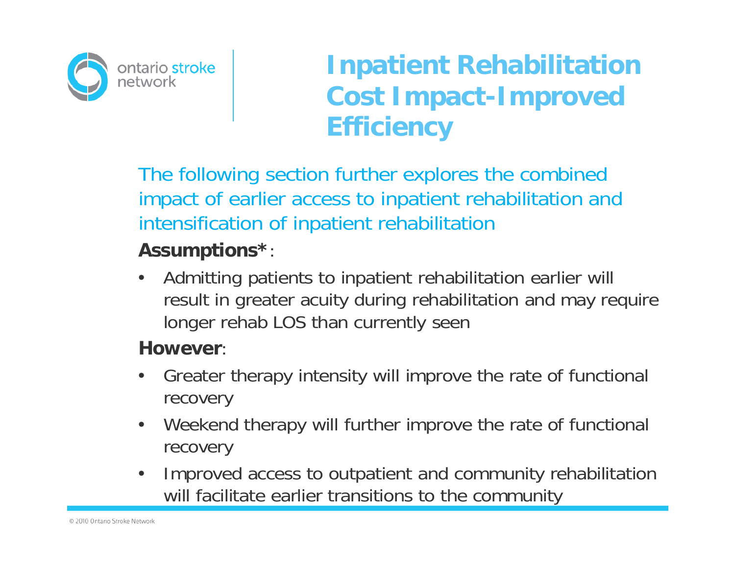# Inpatient Rehabilitation Cost Impact-Improved Efficiency

The following section further explores the combined impact of earlier access to inpatient rehabilitation and intensification of inpatient rehabilitation

**Assumptions***:

- Admitting patients to inpatient rehabilitation earlier will result in greater acuity during rehabilitation and may require longer rehab LOS than currently seen

**However**:

- Greater therapy intensity will improve the rate of functional recovery
- Weekend therapy will further improve the rate of functional recovery
- Improved access to outpatient and community rehabilitation will facilitate earlier transitions to the community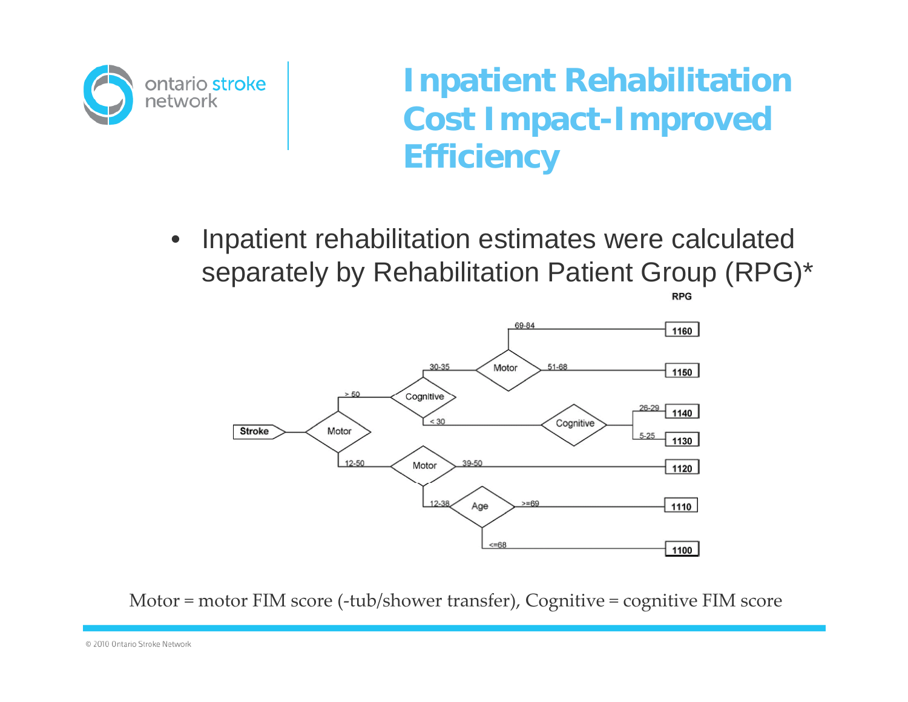# Inpatient Rehabilitation Cost Impact-Improved Efficiency

- Inpatient rehabilitation estimates were calculated separately by Rehabilitation Patient Group (RPG)*

RPG

Stroke → Motor
- > 50 → Cognitive
  - 30-35 → Motor
    - 69-84 → 1160
    - 51-68 → 1150
  - < 30 → Cognitive
    - 26-29 → 1140
    - 5-25 → 1130
- 12-50 → Motor
  - 39-50 → 1120
  - 12-38 → Age
    - >=69 → 1110
    - <=68 → 1100

Motor = motor FIM score (-tub/shower transfer), Cognitive = cognitive FIM score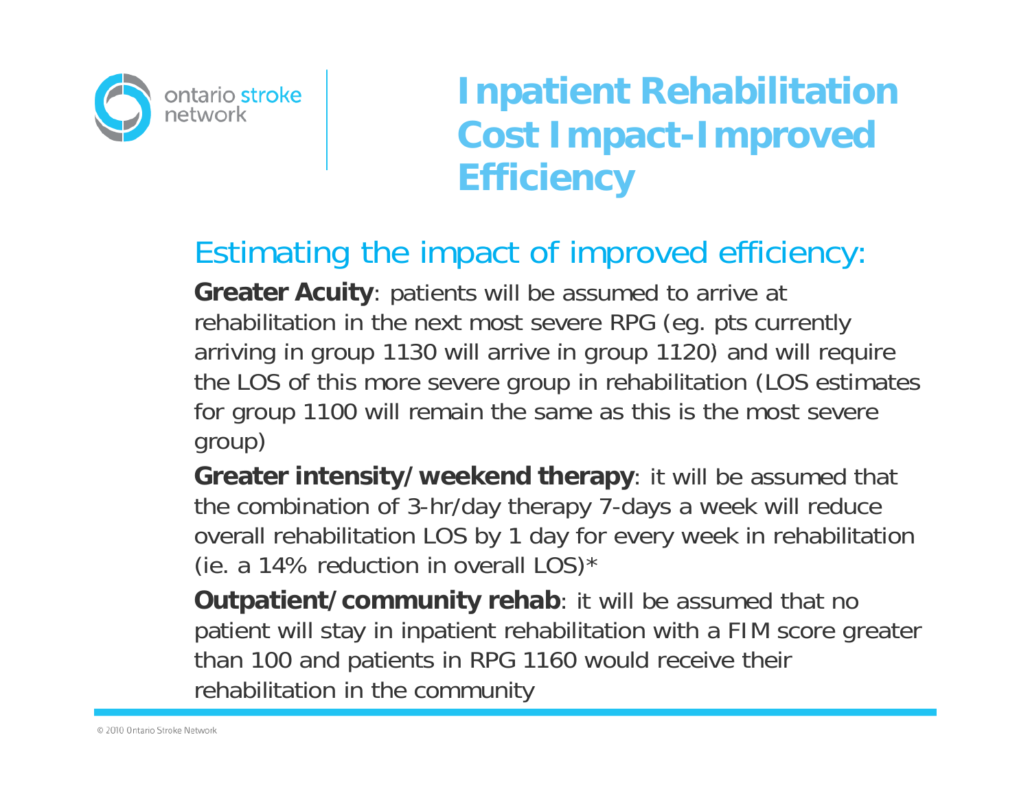# Inpatient Rehabilitation Cost Impact-Improved Efficiency

## Estimating the impact of improved efficiency:

**Greater Acuity**: patients will be assumed to arrive at rehabilitation in the next most severe RPG (eg. pts currently arriving in group 1130 will arrive in group 1120) and will require the LOS of this more severe group in rehabilitation (LOS estimates for group 1100 will remain the same as this is the most severe group)

**Greater intensity/weekend therapy**: it will be assumed that the combination of 3-hr/day therapy 7-days a week will reduce overall rehabilitation LOS by 1 day for every week in rehabilitation (ie. a 14% reduction in overall LOS)*

**Outpatient/community rehab**: it will be assumed that no patient will stay in inpatient rehabilitation with a FIM score greater than 100 and patients in RPG 1160 would receive their rehabilitation in the community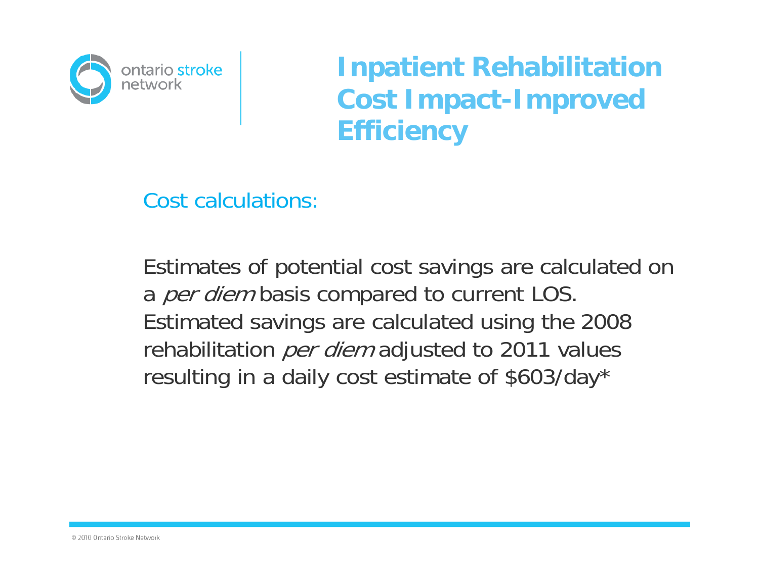# Inpatient Rehabilitation Cost Impact-Improved Efficiency

## Cost calculations:

Estimates of potential cost savings are calculated on a *per diem* basis compared to current LOS. Estimated savings are calculated using the 2008 rehabilitation *per diem* adjusted to 2011 values resulting in a daily cost estimate of $603/day*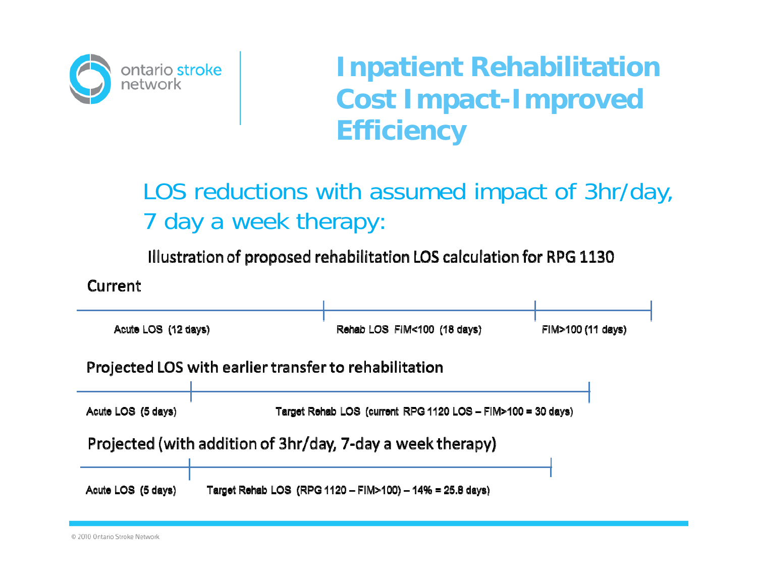# Inpatient Rehabilitation Cost Impact-Improved Efficiency

## LOS reductions with assumed impact of 3hr/day, 7 day a week therapy:

Illustration of proposed rehabilitation LOS calculation for RPG 1130

**Current**

Acute LOS (12 days) | Rehab LOS FIM<100 (18 days) | FIM>100 (11 days)

**Projected LOS with earlier transfer to rehabilitation**

Acute LOS (5 days) | Target Rehab LOS (current RPG 1120 LOS – FIM>100 = 30 days)

**Projected (with addition of 3hr/day, 7-day a week therapy)**

Acute LOS (5 days) | Target Rehab LOS (RPG 1120 – FIM>100) – 14% = 25.8 days)

© 2010 Ontario Stroke Network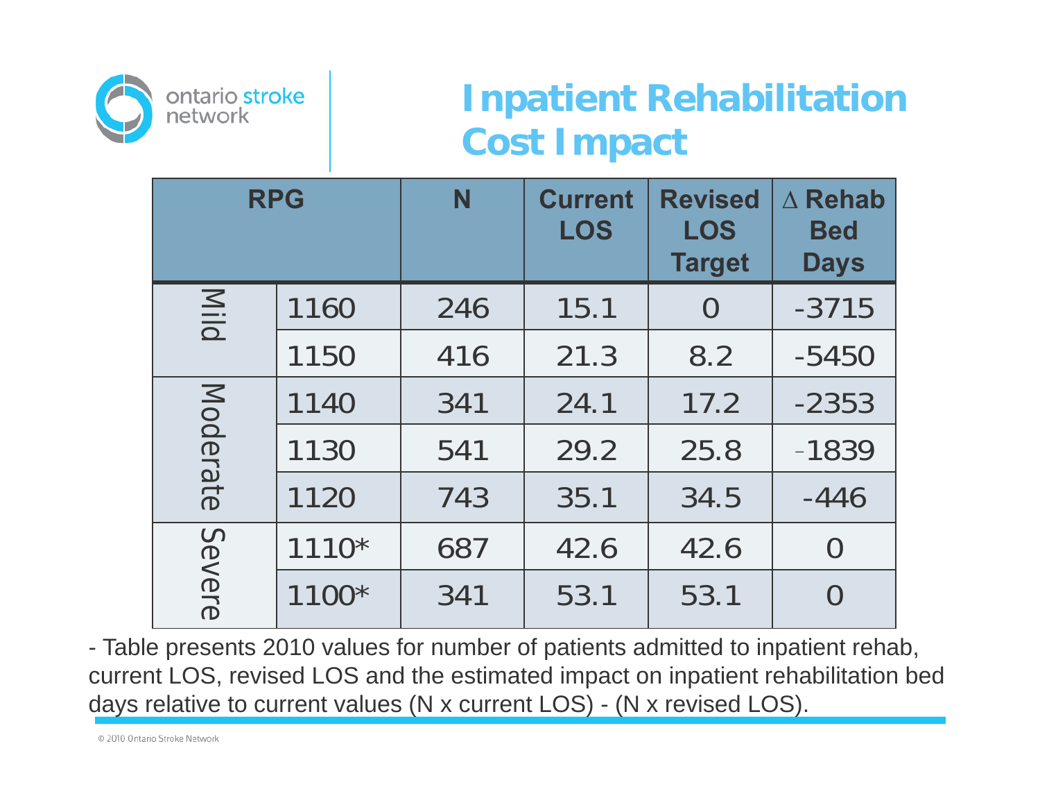# Inpatient Rehabilitation Cost Impact

| RPG | | N | Current LOS | Revised LOS Target | ∆ Rehab Bed Days |
|---|---|---|---|---|---|
| Mild | 1160 | 246 | 15.1 | 0 | -3715 |
| | 1150 | 416 | 21.3 | 8.2 | -5450 |
| Moderate | 1140 | 341 | 24.1 | 17.2 | -2353 |
| | 1130 | 541 | 29.2 | 25.8 | -1839 |
| | 1120 | 743 | 35.1 | 34.5 | -446 |
| Severe | 1110* | 687 | 42.6 | 42.6 | 0 |
| | 1100* | 341 | 53.1 | 53.1 | 0 |

- Table presents 2010 values for number of patients admitted to inpatient rehab, current LOS, revised LOS and the estimated impact on inpatient rehabilitation bed days relative to current values (N x current LOS) - (N x revised LOS).

© 2010 Ontario Stroke Network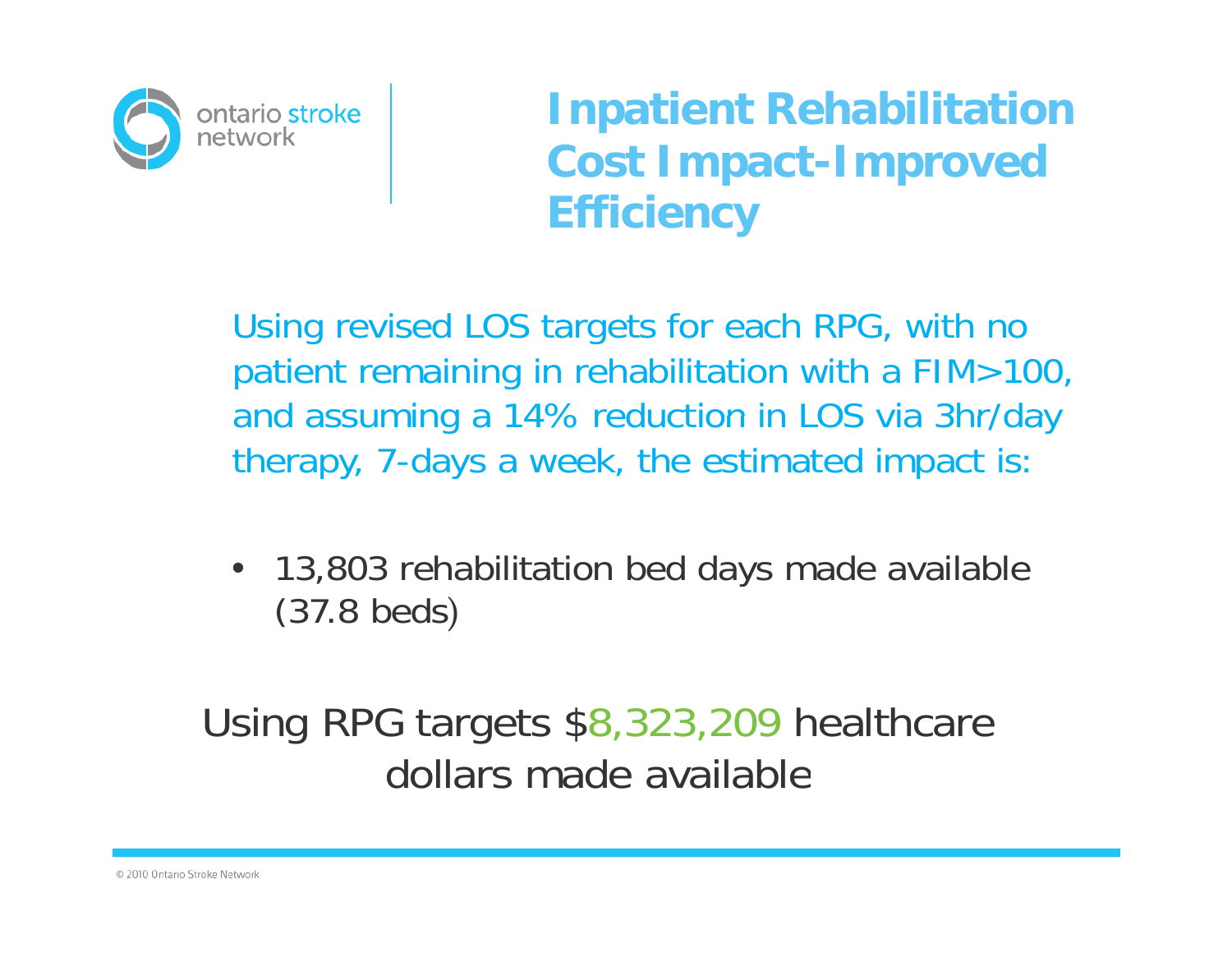# Inpatient Rehabilitation Cost Impact-Improved Efficiency

Using revised LOS targets for each RPG, with no patient remaining in rehabilitation with a FIM>100, and assuming a 14% reduction in LOS via 3hr/day therapy, 7-days a week, the estimated impact is:

- 13,803 rehabilitation bed days made available (37.8 beds)

Using RPG targets $8,323,209 healthcare dollars made available

© 2010 Ontario Stroke Network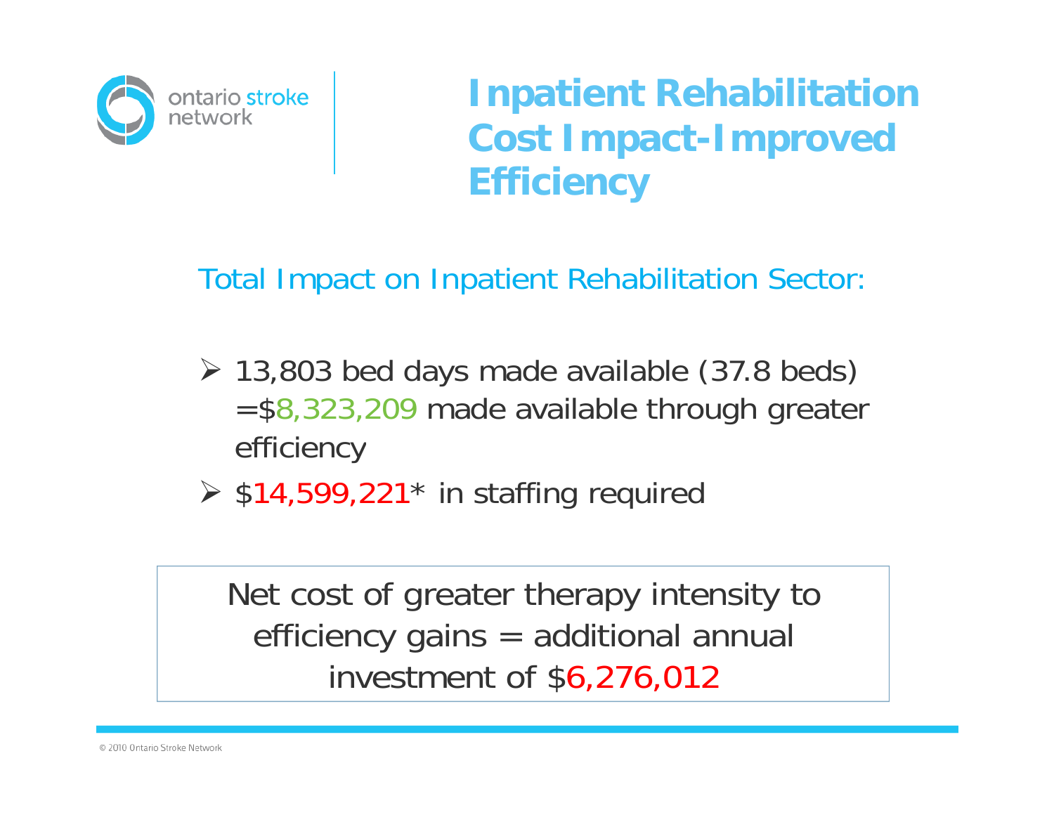# Inpatient Rehabilitation Cost Impact-Improved Efficiency

Total Impact on Inpatient Rehabilitation Sector:

- 13,803 bed days made available (37.8 beds) =$8,323,209 made available through greater efficiency
- $14,599,221* in staffing required

Net cost of greater therapy intensity to efficiency gains = additional annual investment of $6,276,012

© 2010 Ontario Stroke Network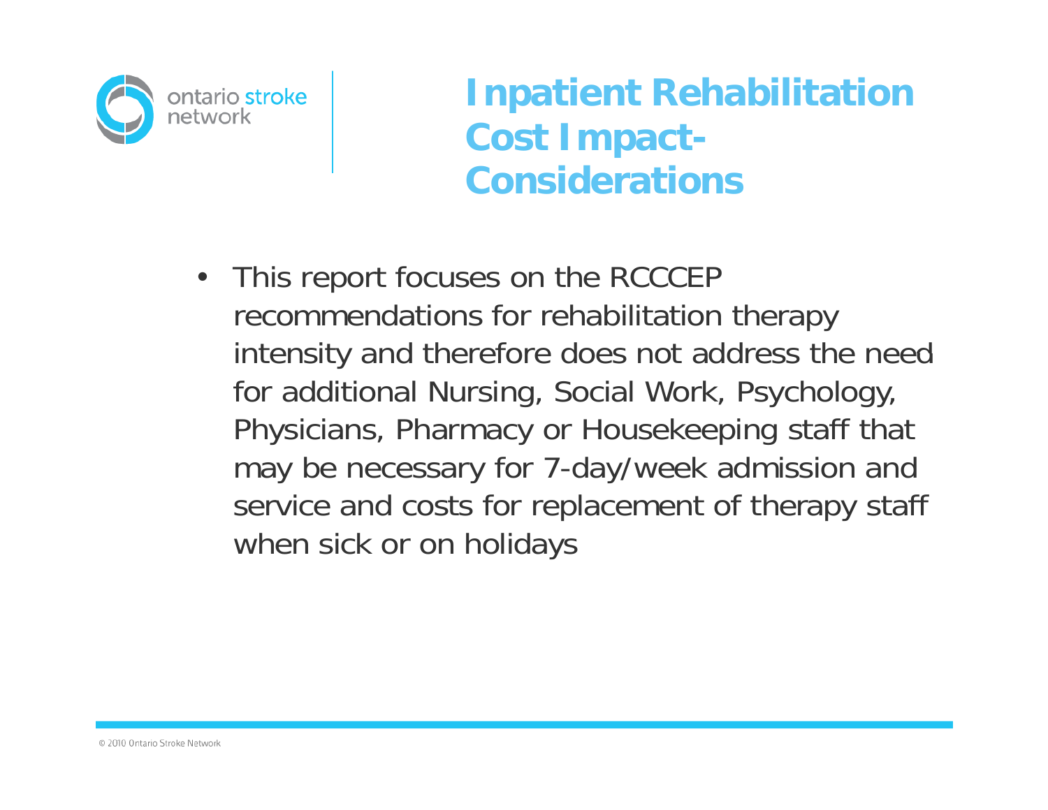# Inpatient Rehabilitation Cost Impact- Considerations

- This report focuses on the RCCCEP recommendations for rehabilitation therapy intensity and therefore does not address the need for additional Nursing, Social Work, Psychology, Physicians, Pharmacy or Housekeeping staff that may be necessary for 7-day/week admission and service and costs for replacement of therapy staff when sick or on holidays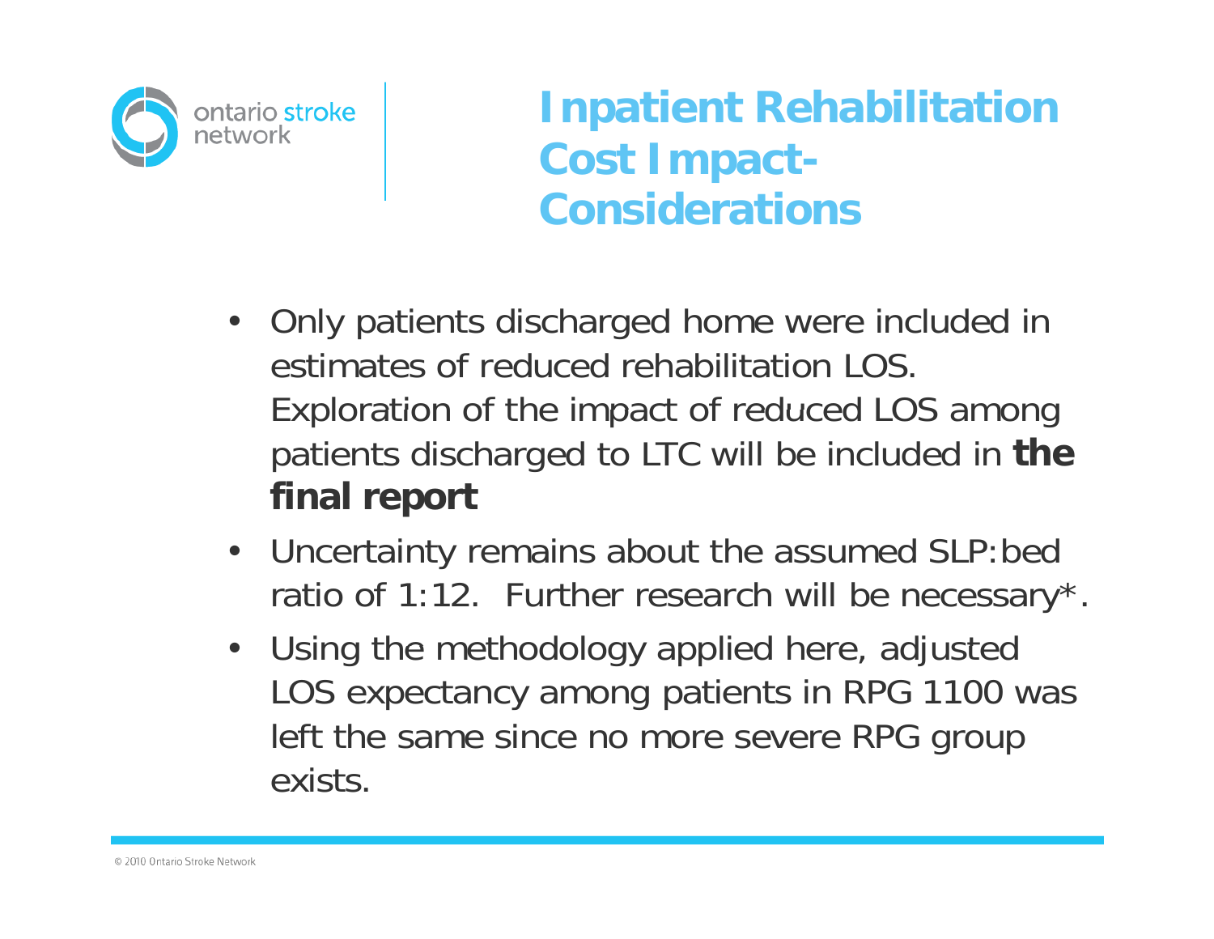# Inpatient Rehabilitation Cost Impact-Considerations

- Only patients discharged home were included in estimates of reduced rehabilitation LOS. Exploration of the impact of reduced LOS among patients discharged to LTC will be included in **the final report**
- Uncertainty remains about the assumed SLP:bed ratio of 1:12. Further research will be necessary*.
- Using the methodology applied here, adjusted LOS expectancy among patients in RPG 1100 was left the same since no more severe RPG group exists.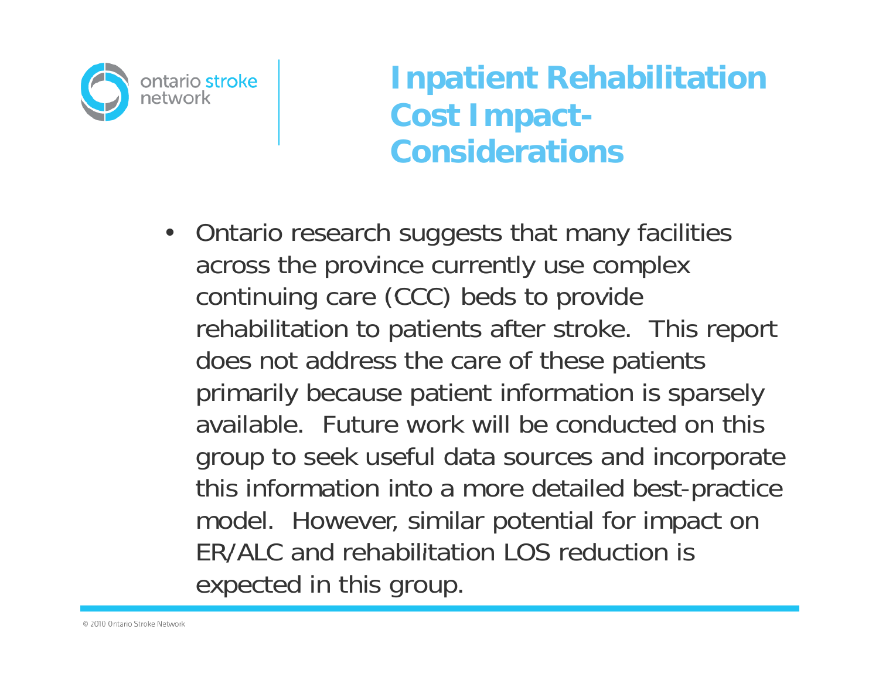# Inpatient Rehabilitation Cost Impact-Considerations

- Ontario research suggests that many facilities across the province currently use complex continuing care (CCC) beds to provide rehabilitation to patients after stroke. This report does not address the care of these patients primarily because patient information is sparsely available. Future work will be conducted on this group to seek useful data sources and incorporate this information into a more detailed best-practice model. However, similar potential for impact on ER/ALC and rehabilitation LOS reduction is expected in this group.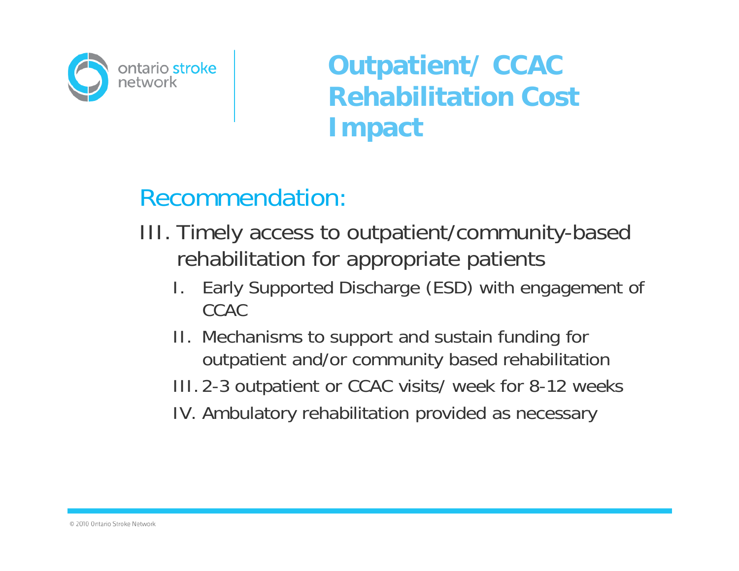# Outpatient/ CCAC Rehabilitation Cost Impact

## Recommendation:

III. Timely access to outpatient/community-based rehabilitation for appropriate patients

  I. Early Supported Discharge (ESD) with engagement of CCAC

  II. Mechanisms to support and sustain funding for outpatient and/or community based rehabilitation

  III. 2-3 outpatient or CCAC visits/ week for 8-12 weeks

  IV. Ambulatory rehabilitation provided as necessary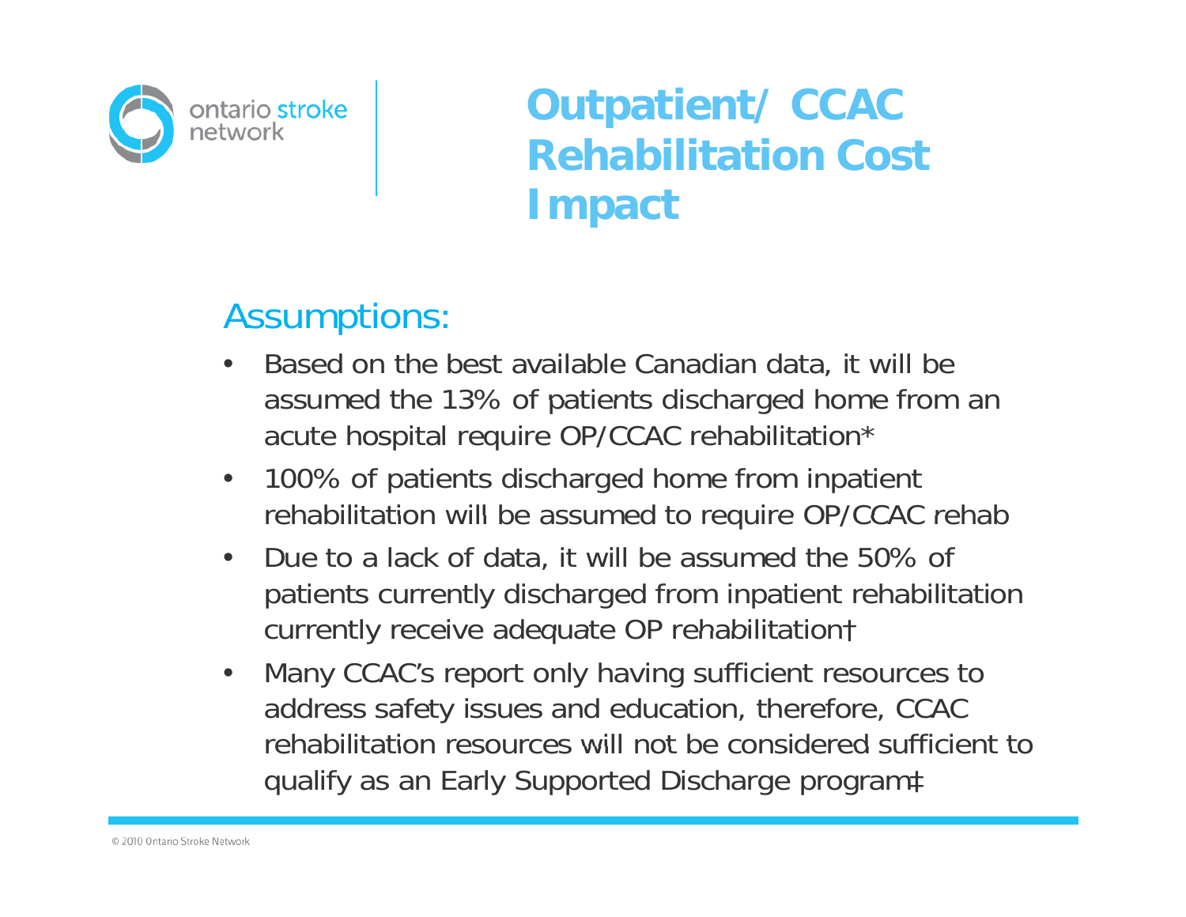# Outpatient/ CCAC Rehabilitation Cost Impact

## Assumptions:

- Based on the best available Canadian data, it will be assumed the 13% of patients discharged home from an acute hospital require OP/CCAC rehabilitation*
- 100% of patients discharged home from inpatient rehabilitation will be assumed to require OP/CCAC rehab
- Due to a lack of data, it will be assumed the 50% of patients currently discharged from inpatient rehabilitation currently receive adequate OP rehabilitation†
- Many CCAC's report only having sufficient resources to address safety issues and education, therefore, CCAC rehabilitation resources will not be considered sufficient to qualify as an Early Supported Discharge program‡

© 2010 Ontario Stroke Network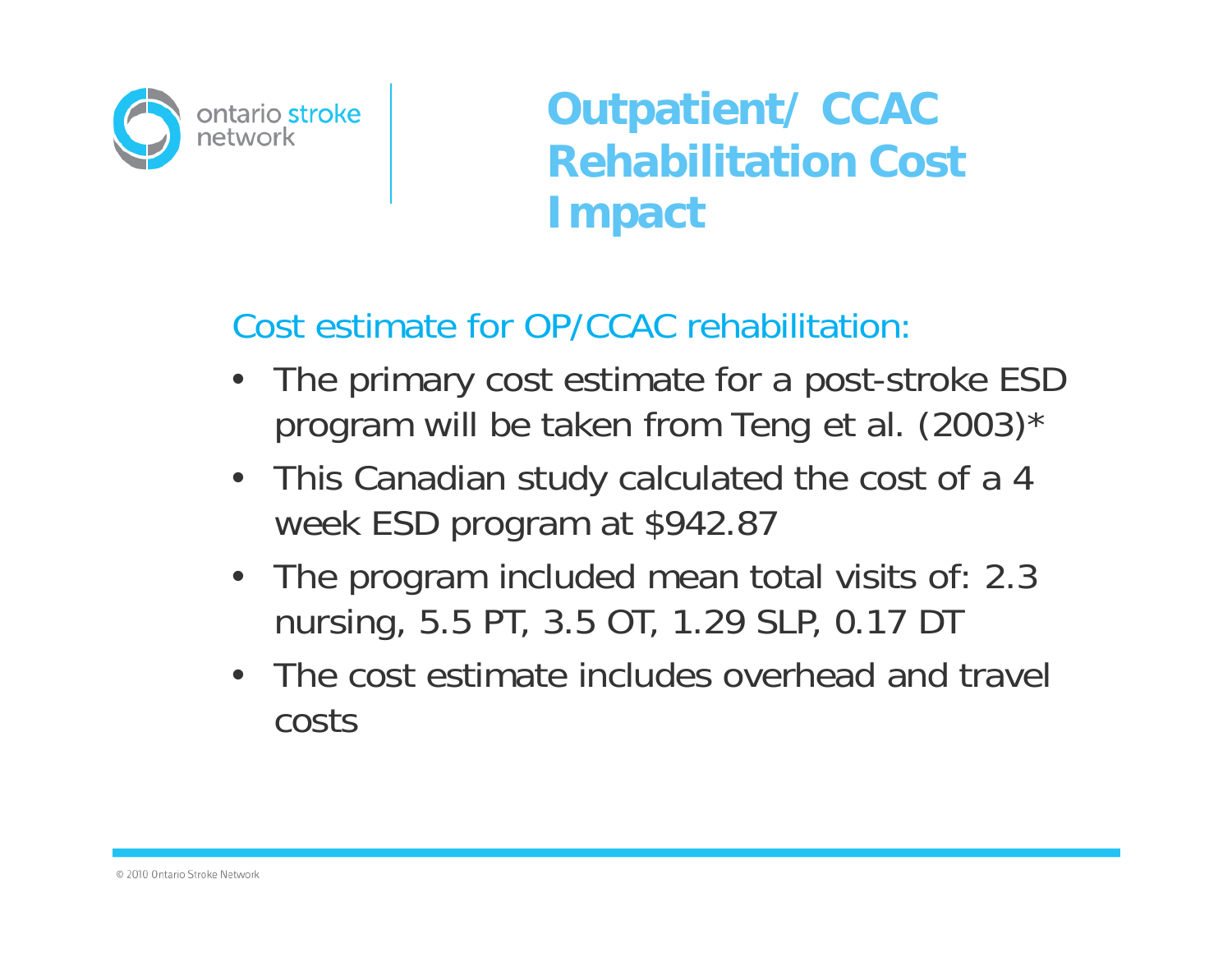# Outpatient/ CCAC Rehabilitation Cost Impact

Cost estimate for OP/CCAC rehabilitation:

- The primary cost estimate for a post-stroke ESD program will be taken from Teng et al. (2003)*
- This Canadian study calculated the cost of a 4 week ESD program at $942.87
- The program included mean total visits of: 2.3 nursing, 5.5 PT, 3.5 OT, 1.29 SLP, 0.17 DT
- The cost estimate includes overhead and travel costs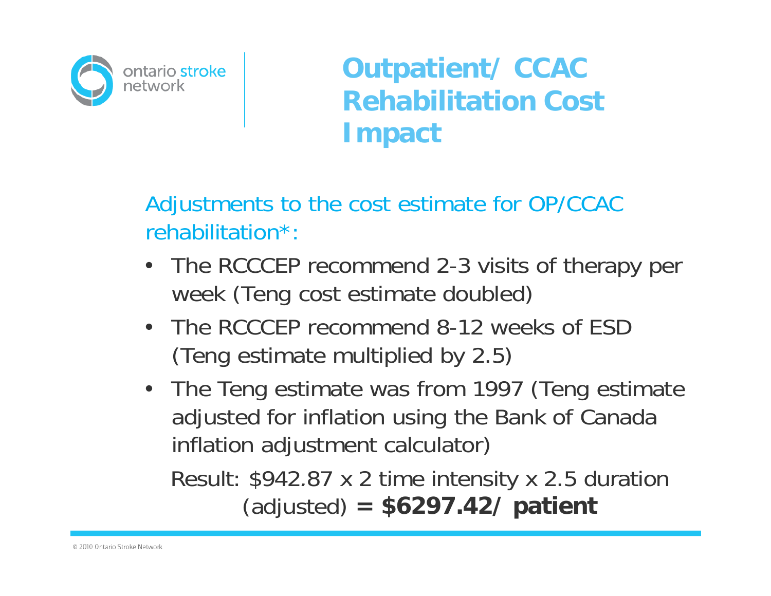# Outpatient/ CCAC Rehabilitation Cost Impact

Adjustments to the cost estimate for OP/CCAC rehabilitation*:

- The RCCCEP recommend 2-3 visits of therapy per week (Teng cost estimate doubled)
- The RCCCEP recommend 8-12 weeks of ESD (Teng estimate multiplied by 2.5)
- The Teng estimate was from 1997 (Teng estimate adjusted for inflation using the Bank of Canada inflation adjustment calculator)

Result: $942.87 x 2 time intensity x 2.5 duration (adjusted) **= $6297.42/ patient**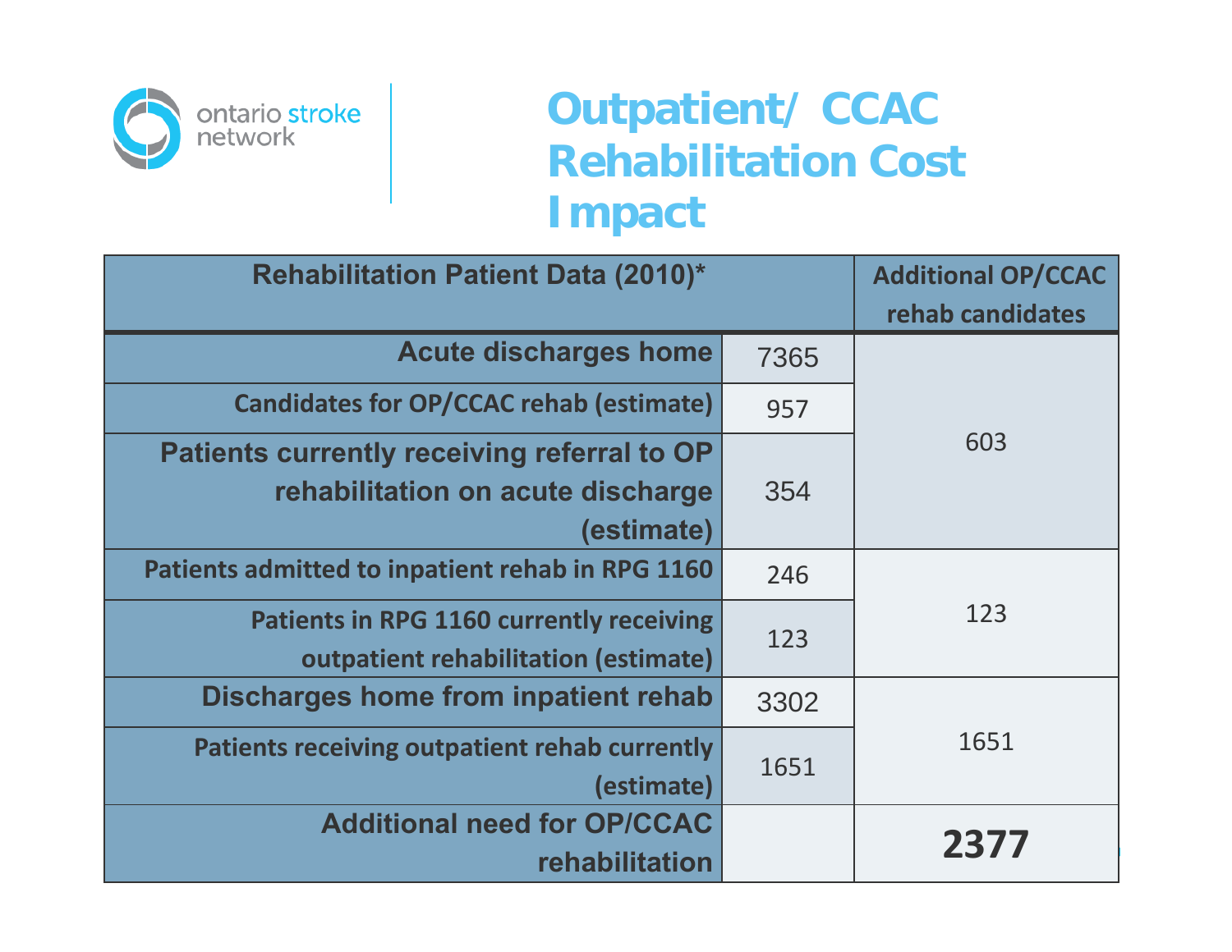ontario stroke network

# Outpatient/ CCAC Rehabilitation Cost Impact

| Rehabilitation Patient Data (2010)* | | Additional OP/CCAC rehab candidates |
|---|---|---|
| Acute discharges home | 7365 | 603 |
| Candidates for OP/CCAC rehab (estimate) | 957 | |
| Patients currently receiving referral to OP rehabilitation on acute discharge (estimate) | 354 | |
| Patients admitted to inpatient rehab in RPG 1160 | 246 | 123 |
| Patients in RPG 1160 currently receiving outpatient rehabilitation (estimate) | 123 | |
| Discharges home from inpatient rehab | 3302 | 1651 |
| Patients receiving outpatient rehab currently (estimate) | 1651 | |
| Additional need for OP/CCAC rehabilitation | | **2377** |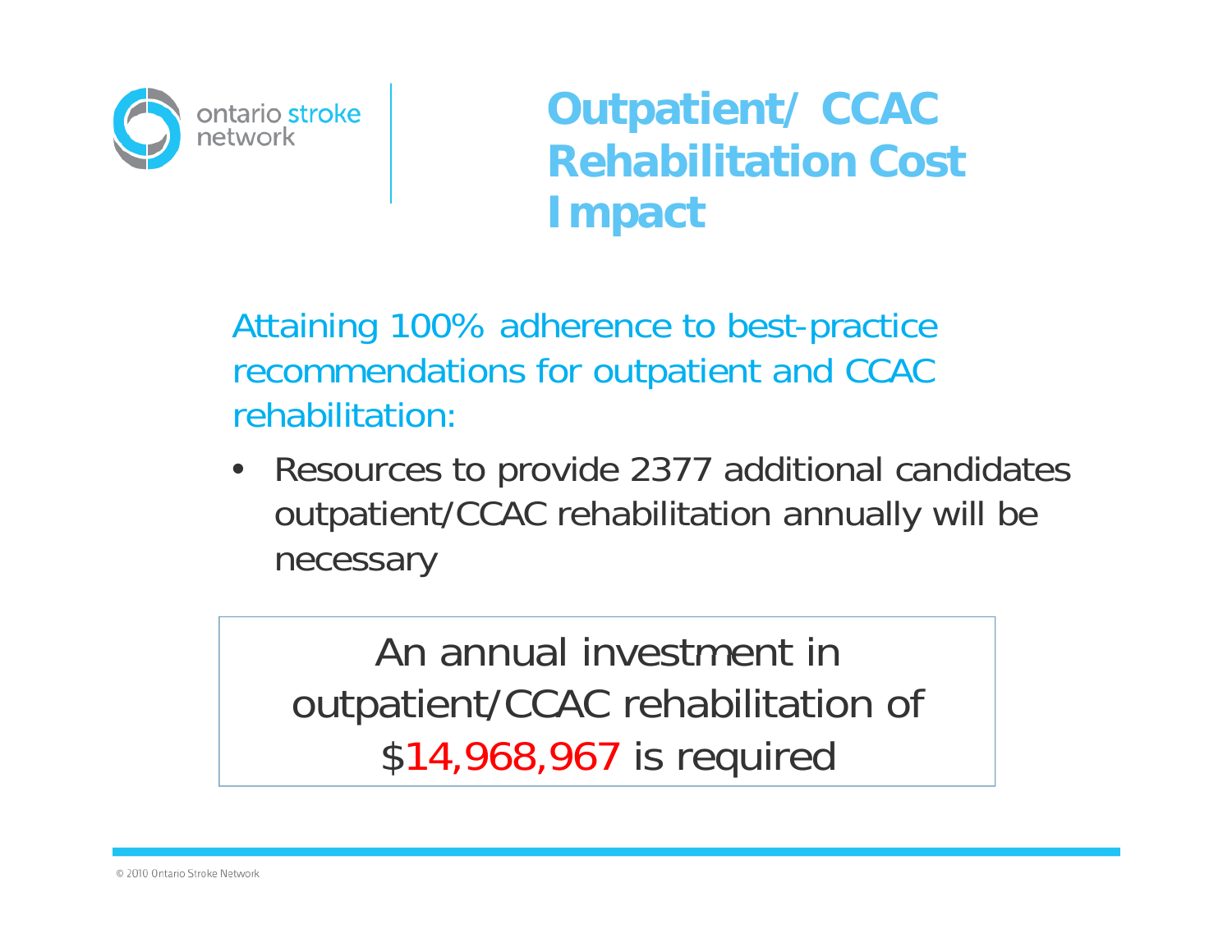# Outpatient/ CCAC Rehabilitation Cost Impact

Attaining 100% adherence to best-practice recommendations for outpatient and CCAC rehabilitation:

- Resources to provide 2377 additional candidates outpatient/CCAC rehabilitation annually will be necessary

An annual investment in outpatient/CCAC rehabilitation of $14,968,967 is required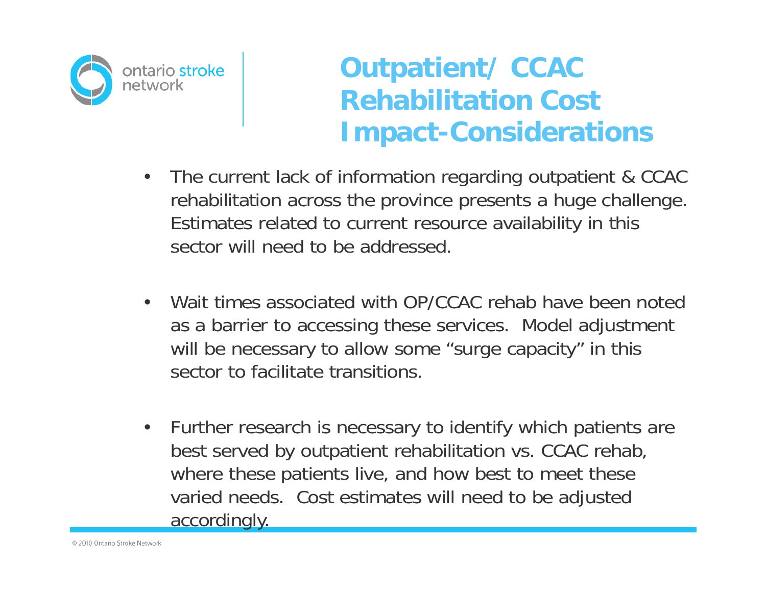# Outpatient/ CCAC Rehabilitation Cost Impact-Considerations

- The current lack of information regarding outpatient & CCAC rehabilitation across the province presents a huge challenge. Estimates related to current resource availability in this sector will need to be addressed.

- Wait times associated with OP/CCAC rehab have been noted as a barrier to accessing these services. Model adjustment will be necessary to allow some "surge capacity" in this sector to facilitate transitions.

- Further research is necessary to identify which patients are best served by outpatient rehabilitation vs. CCAC rehab, where these patients live, and how best to meet these varied needs. Cost estimates will need to be adjusted accordingly.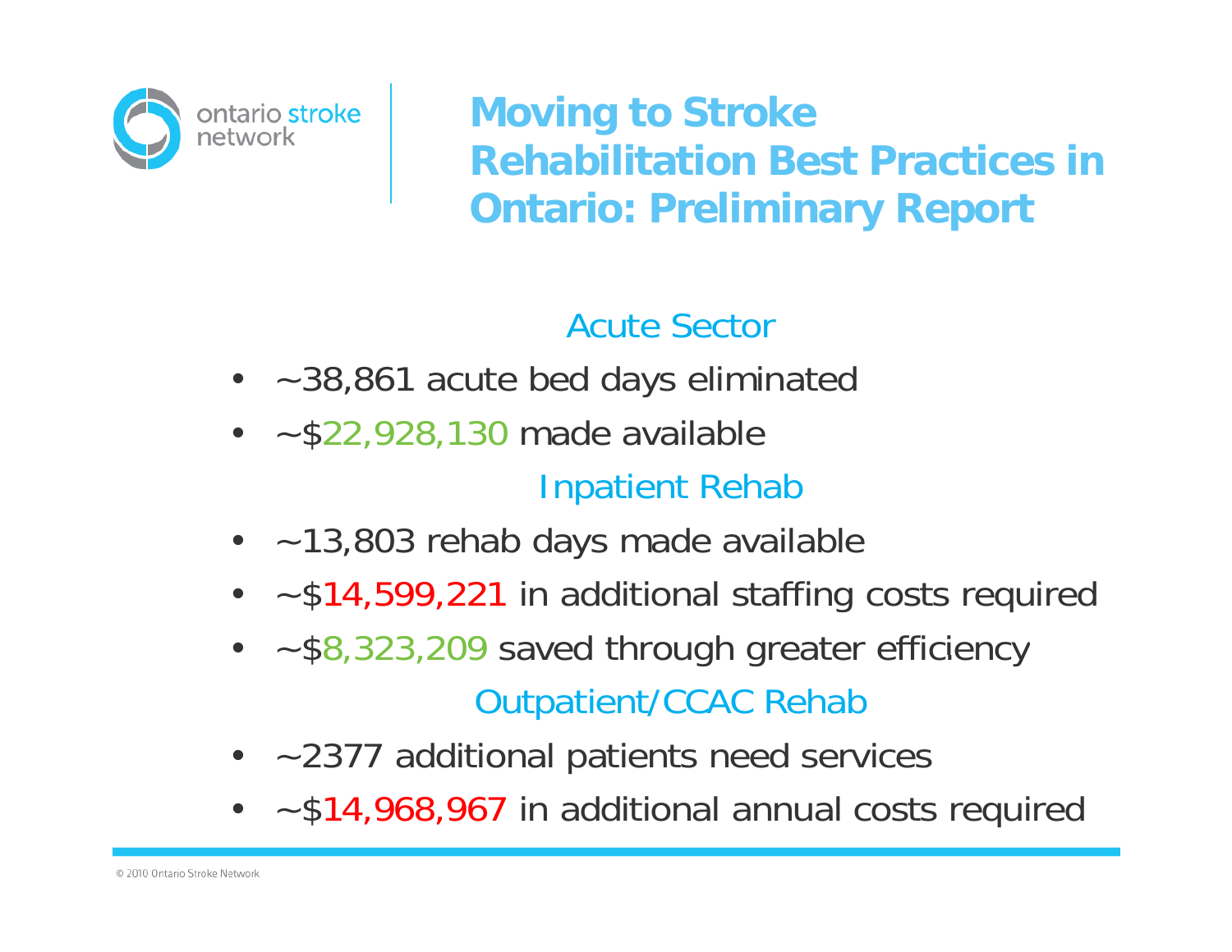ontario stroke network

# Moving to Stroke Rehabilitation Best Practices in Ontario: Preliminary Report

## Acute Sector

- ~38,861 acute bed days eliminated
- ~$22,928,130 made available

## Inpatient Rehab

- ~13,803 rehab days made available
- ~$14,599,221 in additional staffing costs required
- ~$8,323,209 saved through greater efficiency

## Outpatient/CCAC Rehab

- ~2377 additional patients need services
- ~$14,968,967 in additional annual costs required

© 2010 Ontario Stroke Network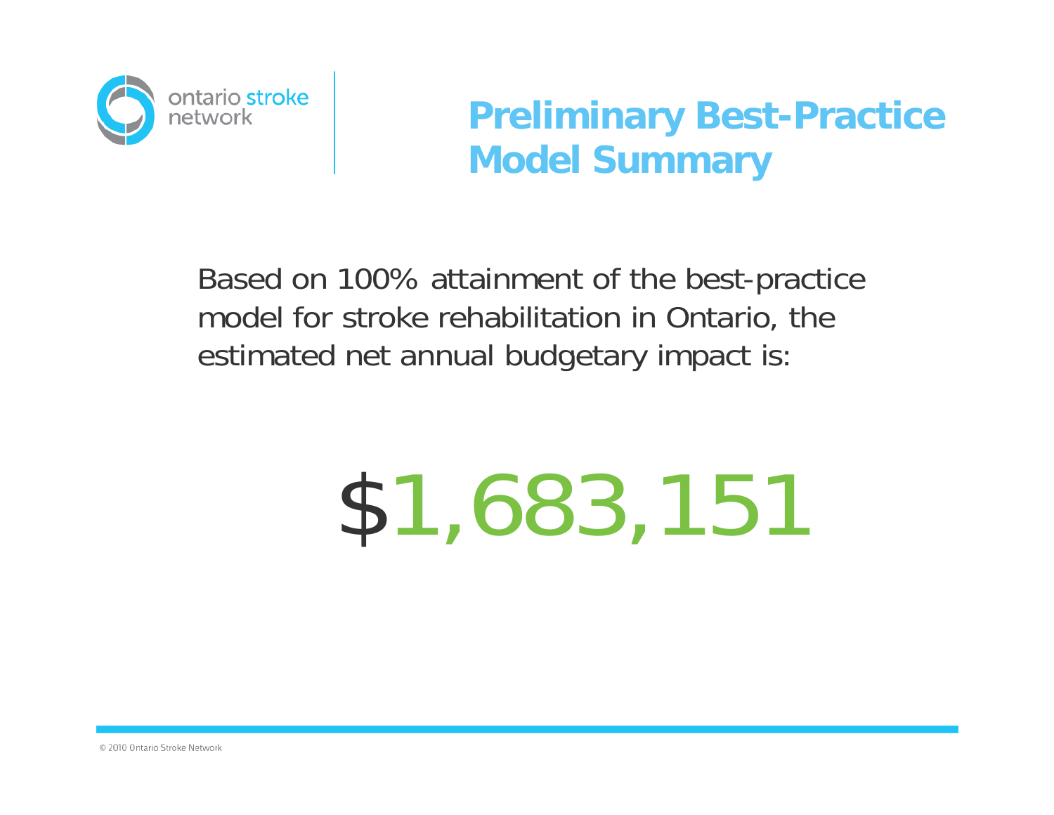# Preliminary Best-Practice Model Summary

Based on 100% attainment of the best-practice model for stroke rehabilitation in Ontario, the estimated net annual budgetary impact is:

**$1,683,151**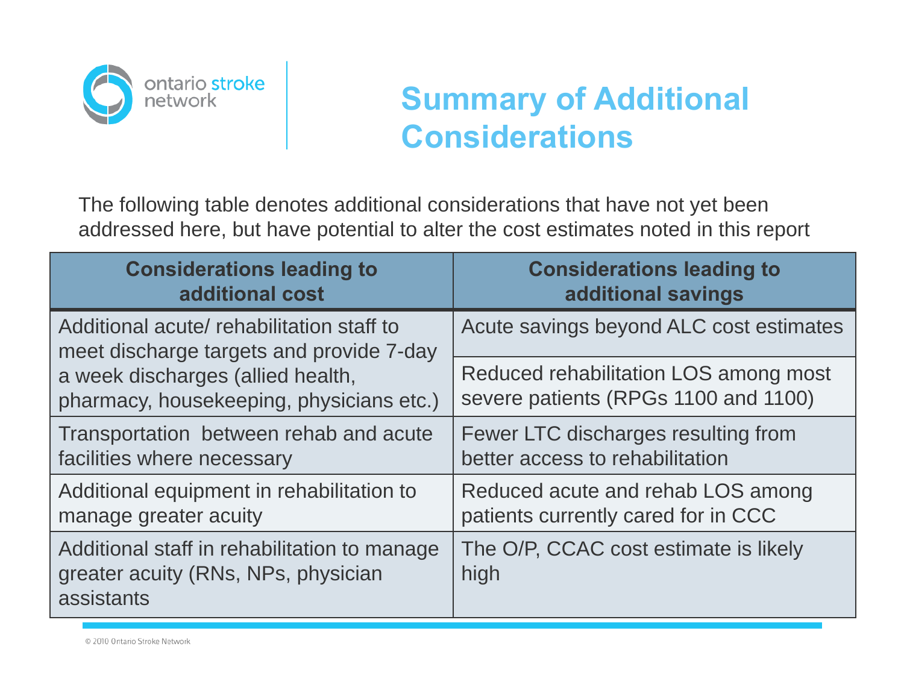# Summary of Additional Considerations

The following table denotes additional considerations that have not yet been addressed here, but have potential to alter the cost estimates noted in this report

| Considerations leading to additional cost | Considerations leading to additional savings |
|---|---|
| Additional acute/ rehabilitation staff to meet discharge targets and provide 7-day a week discharges (allied health, pharmacy, housekeeping, physicians etc.) | Acute savings beyond ALC cost estimates |
| | Reduced rehabilitation LOS among most severe patients (RPGs 1100 and 1100) |
| Transportation between rehab and acute facilities where necessary | Fewer LTC discharges resulting from better access to rehabilitation |
| Additional equipment in rehabilitation to manage greater acuity | Reduced acute and rehab LOS among patients currently cared for in CCC |
| Additional staff in rehabilitation to manage greater acuity (RNs, NPs, physician assistants | The O/P, CCAC cost estimate is likely high |

© 2010 Ontario Stroke Network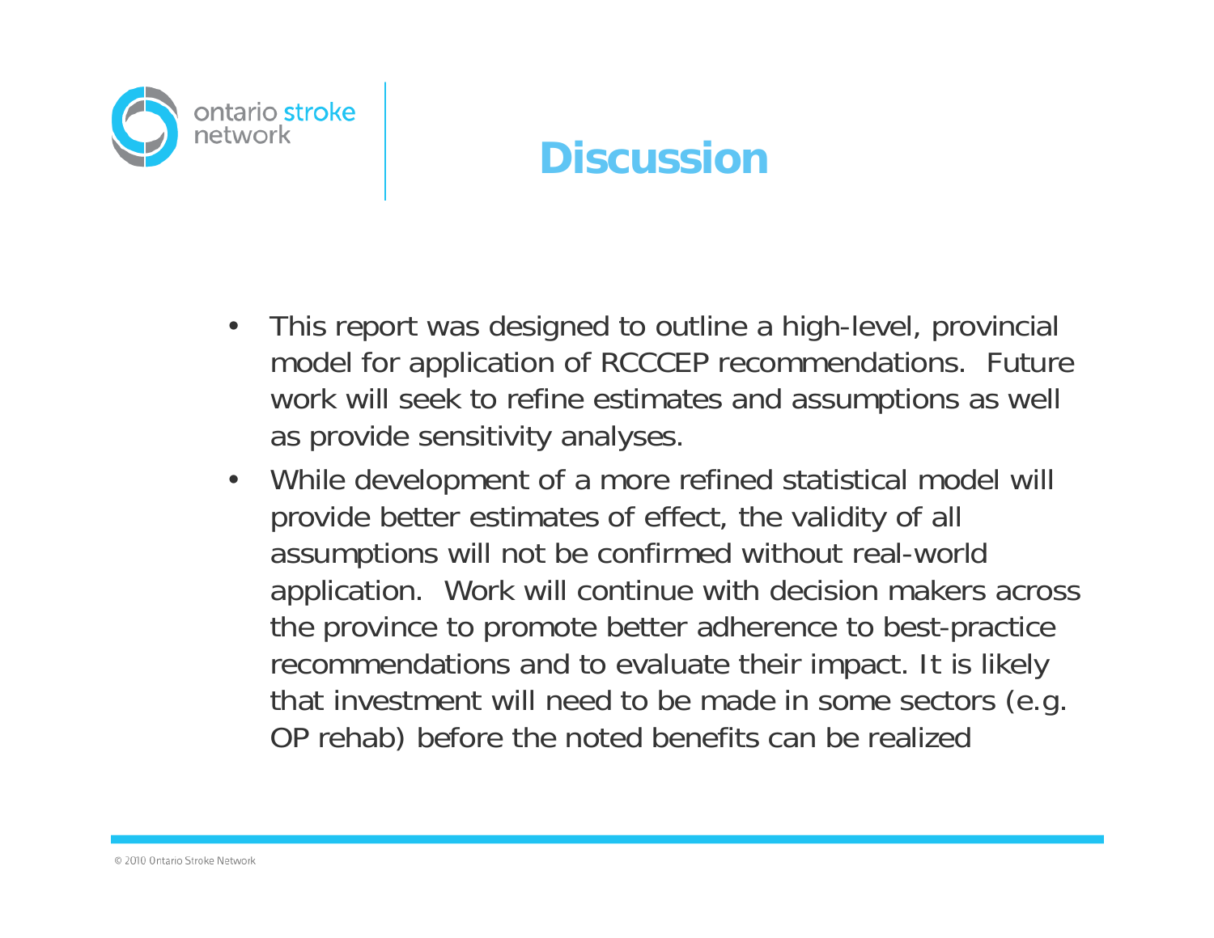# Discussion

- This report was designed to outline a high-level, provincial model for application of RCCCEP recommendations. Future work will seek to refine estimates and assumptions as well as provide sensitivity analyses.
- While development of a more refined statistical model will provide better estimates of effect, the validity of all assumptions will not be confirmed without real-world application. Work will continue with decision makers across the province to promote better adherence to best-practice recommendations and to evaluate their impact. It is likely that investment will need to be made in some sectors (e.g. OP rehab) before the noted benefits can be realized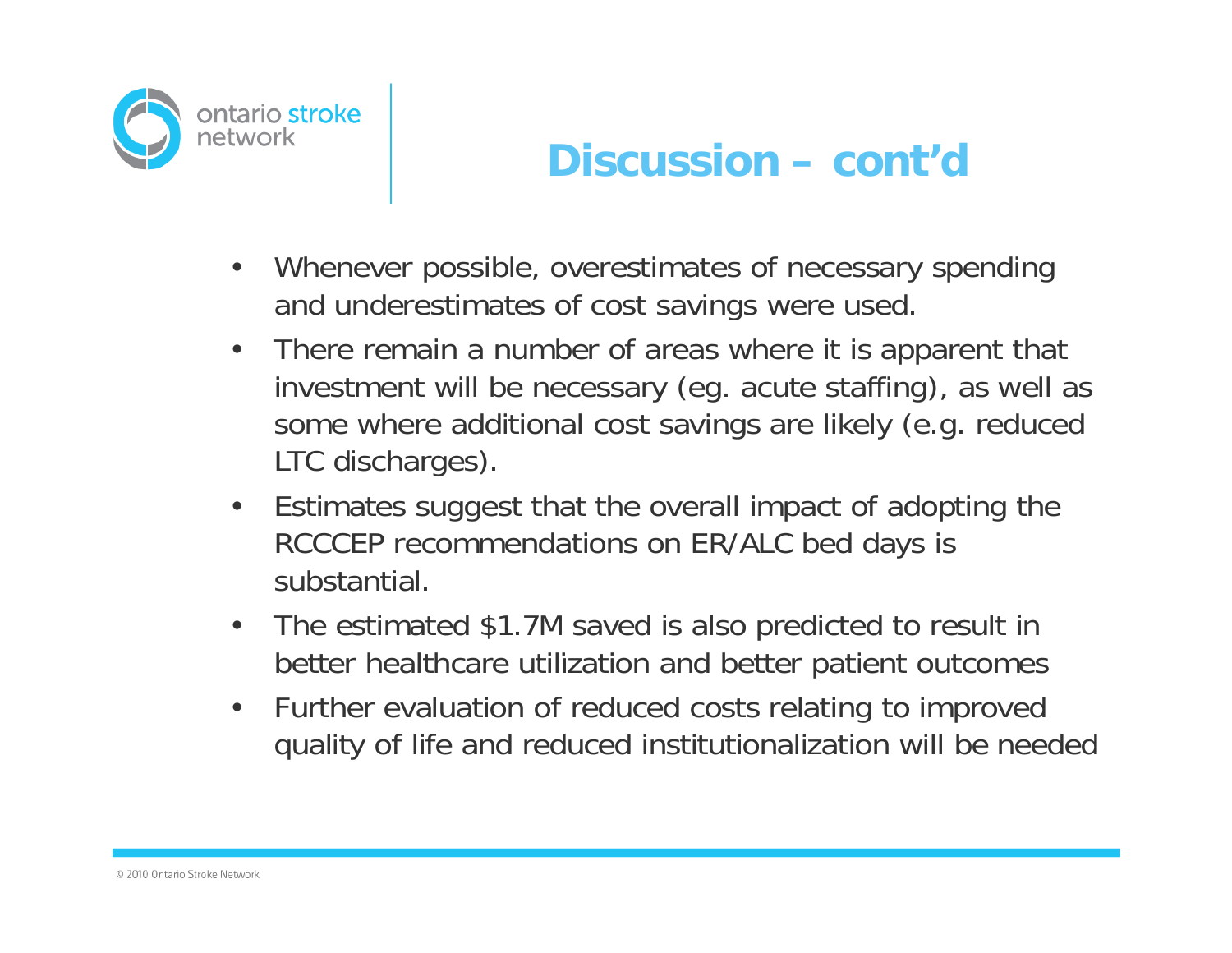# Discussion – cont'd

- Whenever possible, overestimates of necessary spending and underestimates of cost savings were used.
- There remain a number of areas where it is apparent that investment will be necessary (eg. acute staffing), as well as some where additional cost savings are likely (e.g. reduced LTC discharges).
- Estimates suggest that the overall impact of adopting the RCCCEP recommendations on ER/ALC bed days is substantial.
- The estimated $1.7M saved is also predicted to result in better healthcare utilization and better patient outcomes
- Further evaluation of reduced costs relating to improved quality of life and reduced institutionalization will be needed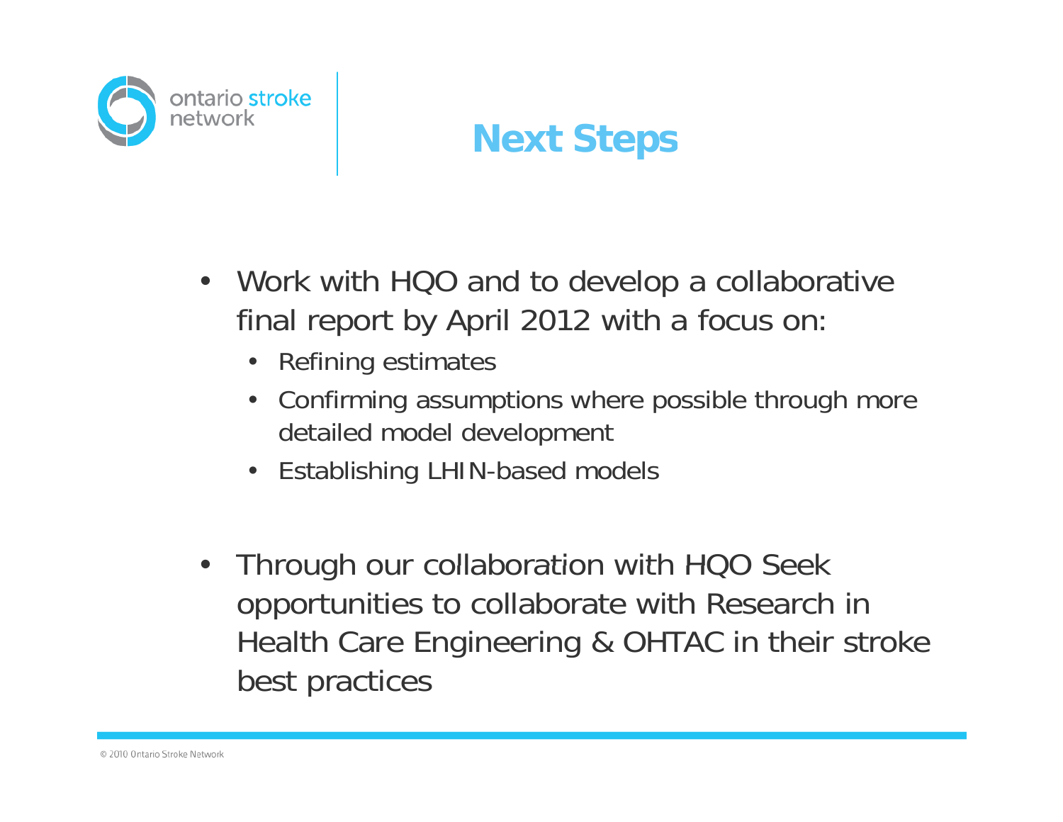# Next Steps

- Work with HQO and to develop a collaborative final report by April 2012 with a focus on:
  - Refining estimates
  - Confirming assumptions where possible through more detailed model development
  - Establishing LHIN-based models

- Through our collaboration with HQO Seek opportunities to collaborate with Research in Health Care Engineering & OHTAC in their stroke best practices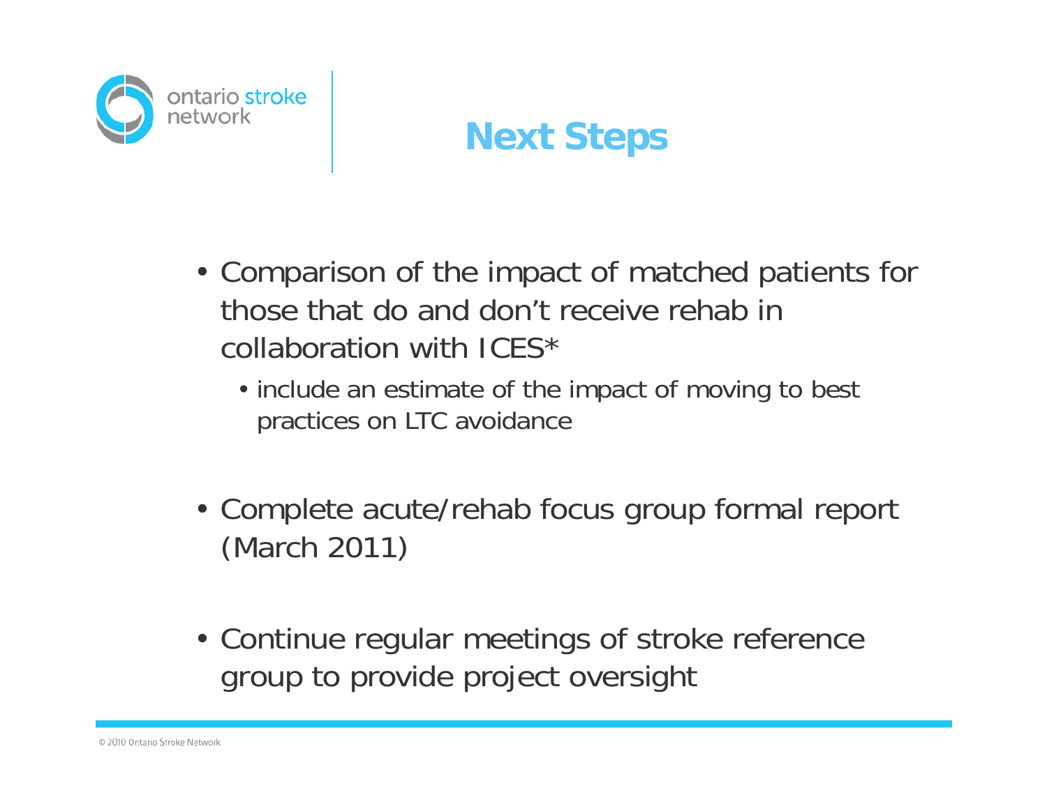# Next Steps

- Comparison of the impact of matched patients for those that do and don't receive rehab in collaboration with ICES*
  - include an estimate of the impact of moving to best practices on LTC avoidance
- Complete acute/rehab focus group formal report (March 2011)
- Continue regular meetings of stroke reference group to provide project oversight